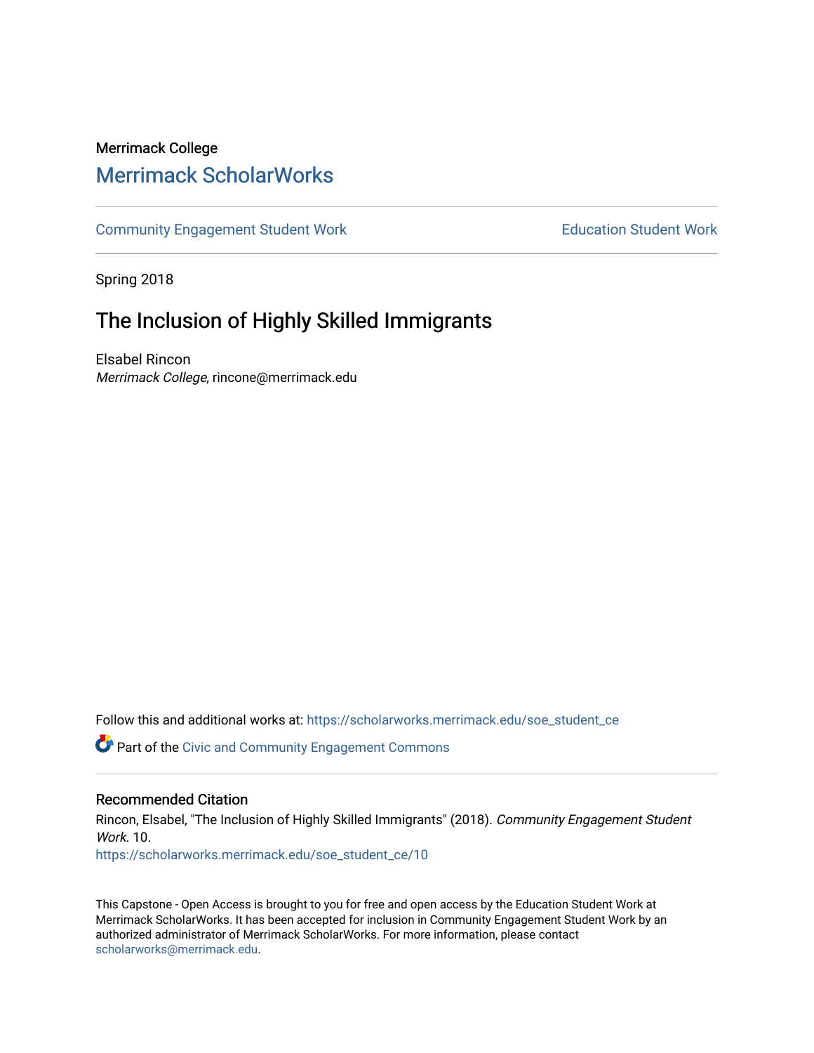Merrimack College

# Merrimack ScholarWorks

Community Engagement Student Work | Education Student Work

Spring 2018

## The Inclusion of Highly Skilled Immigrants

Elsabel Rincon
*Merrimack College*, rincone@merrimack.edu

Follow this and additional works at: https://scholarworks.merrimack.edu/soe_student_ce

Part of the Civic and Community Engagement Commons

### Recommended Citation

Rincon, Elsabel, "The Inclusion of Highly Skilled Immigrants" (2018). *Community Engagement Student Work*. 10.
https://scholarworks.merrimack.edu/soe_student_ce/10

This Capstone - Open Access is brought to you for free and open access by the Education Student Work at Merrimack ScholarWorks. It has been accepted for inclusion in Community Engagement Student Work by an authorized administrator of Merrimack ScholarWorks. For more information, please contact scholarworks@merrimack.edu.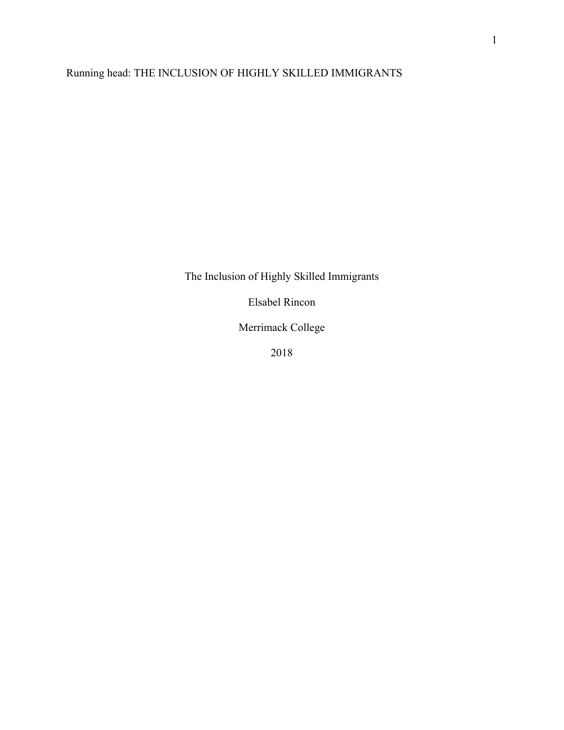The Inclusion of Highly Skilled Immigrants

Elsabel Rincon

Merrimack College

2018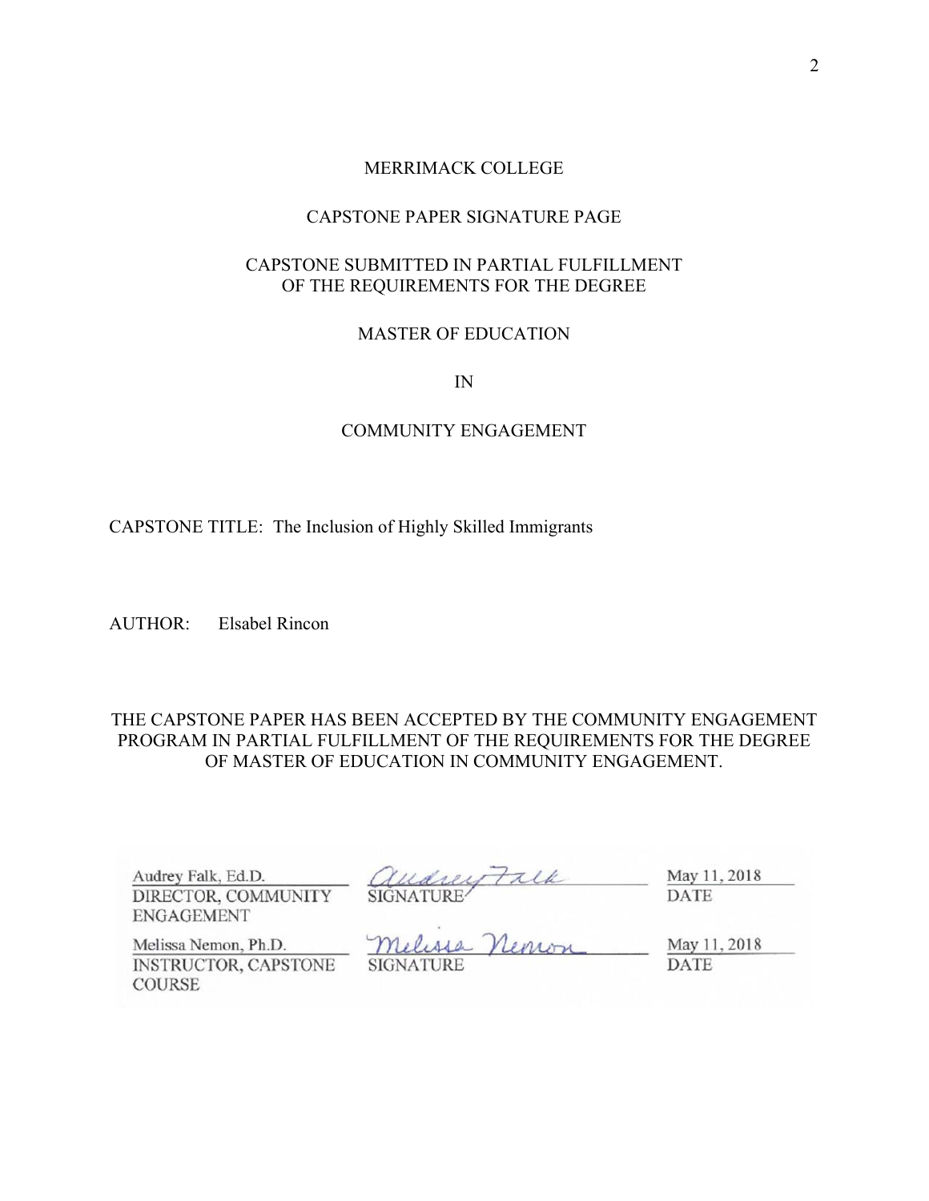MERRIMACK COLLEGE

CAPSTONE PAPER SIGNATURE PAGE

CAPSTONE SUBMITTED IN PARTIAL FULFILLMENT
OF THE REQUIREMENTS FOR THE DEGREE

MASTER OF EDUCATION

IN

COMMUNITY ENGAGEMENT

CAPSTONE TITLE: The Inclusion of Highly Skilled Immigrants

AUTHOR: Elsabel Rincon

THE CAPSTONE PAPER HAS BEEN ACCEPTED BY THE COMMUNITY ENGAGEMENT PROGRAM IN PARTIAL FULFILLMENT OF THE REQUIREMENTS FOR THE DEGREE OF MASTER OF EDUCATION IN COMMUNITY ENGAGEMENT.

| | | |
|---|---|---|
| Audrey Falk, Ed.D.<br>DIRECTOR, COMMUNITY ENGAGEMENT | Audrey Falk<br>SIGNATURE | May 11, 2018<br>DATE |
| Melissa Nemon, Ph.D.<br>INSTRUCTOR, CAPSTONE COURSE | Melissa Nemon<br>SIGNATURE | May 11, 2018<br>DATE |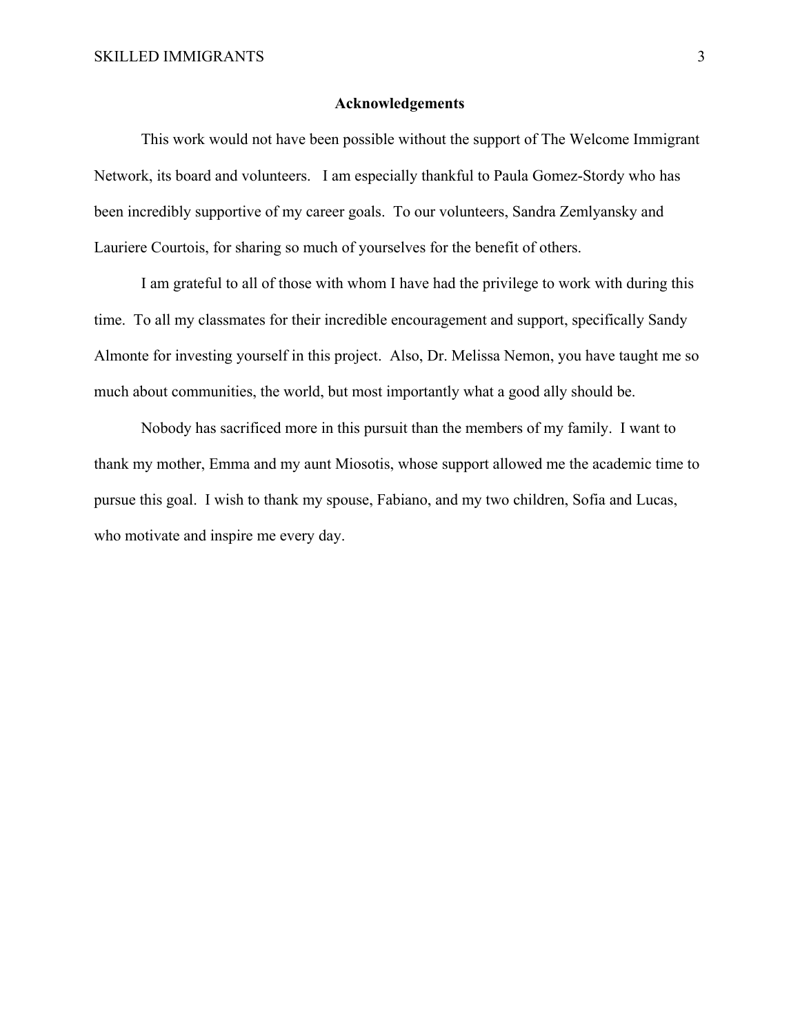## Acknowledgements

This work would not have been possible without the support of The Welcome Immigrant Network, its board and volunteers. I am especially thankful to Paula Gomez-Stordy who has been incredibly supportive of my career goals. To our volunteers, Sandra Zemlyansky and Lauriere Courtois, for sharing so much of yourselves for the benefit of others.

I am grateful to all of those with whom I have had the privilege to work with during this time. To all my classmates for their incredible encouragement and support, specifically Sandy Almonte for investing yourself in this project. Also, Dr. Melissa Nemon, you have taught me so much about communities, the world, but most importantly what a good ally should be.

Nobody has sacrificed more in this pursuit than the members of my family. I want to thank my mother, Emma and my aunt Miosotis, whose support allowed me the academic time to pursue this goal. I wish to thank my spouse, Fabiano, and my two children, Sofia and Lucas, who motivate and inspire me every day.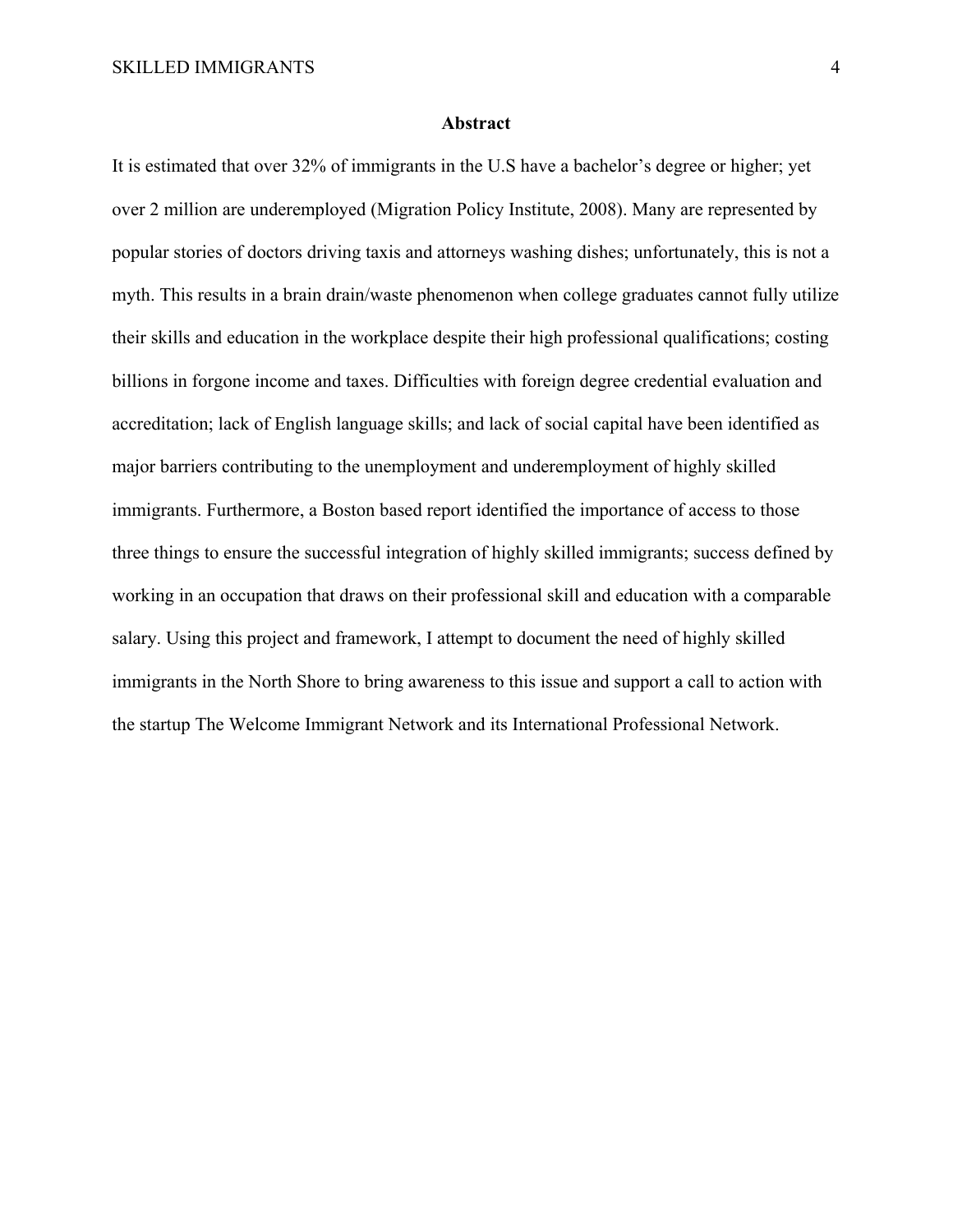## Abstract

It is estimated that over 32% of immigrants in the U.S have a bachelor's degree or higher; yet over 2 million are underemployed (Migration Policy Institute, 2008). Many are represented by popular stories of doctors driving taxis and attorneys washing dishes; unfortunately, this is not a myth. This results in a brain drain/waste phenomenon when college graduates cannot fully utilize their skills and education in the workplace despite their high professional qualifications; costing billions in forgone income and taxes. Difficulties with foreign degree credential evaluation and accreditation; lack of English language skills; and lack of social capital have been identified as major barriers contributing to the unemployment and underemployment of highly skilled immigrants. Furthermore, a Boston based report identified the importance of access to those three things to ensure the successful integration of highly skilled immigrants; success defined by working in an occupation that draws on their professional skill and education with a comparable salary. Using this project and framework, I attempt to document the need of highly skilled immigrants in the North Shore to bring awareness to this issue and support a call to action with the startup The Welcome Immigrant Network and its International Professional Network.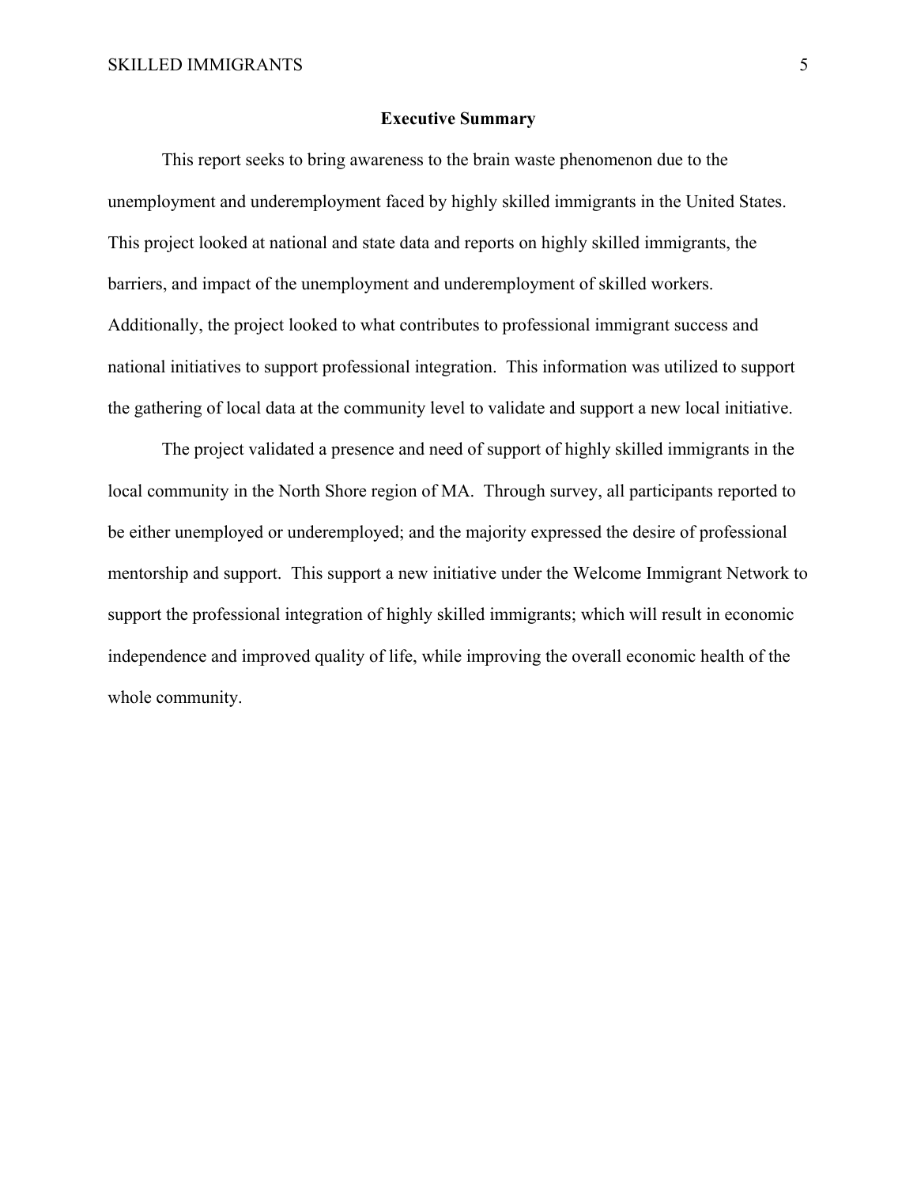# Executive Summary

This report seeks to bring awareness to the brain waste phenomenon due to the unemployment and underemployment faced by highly skilled immigrants in the United States. This project looked at national and state data and reports on highly skilled immigrants, the barriers, and impact of the unemployment and underemployment of skilled workers. Additionally, the project looked to what contributes to professional immigrant success and national initiatives to support professional integration. This information was utilized to support the gathering of local data at the community level to validate and support a new local initiative.

The project validated a presence and need of support of highly skilled immigrants in the local community in the North Shore region of MA. Through survey, all participants reported to be either unemployed or underemployed; and the majority expressed the desire of professional mentorship and support. This support a new initiative under the Welcome Immigrant Network to support the professional integration of highly skilled immigrants; which will result in economic independence and improved quality of life, while improving the overall economic health of the whole community.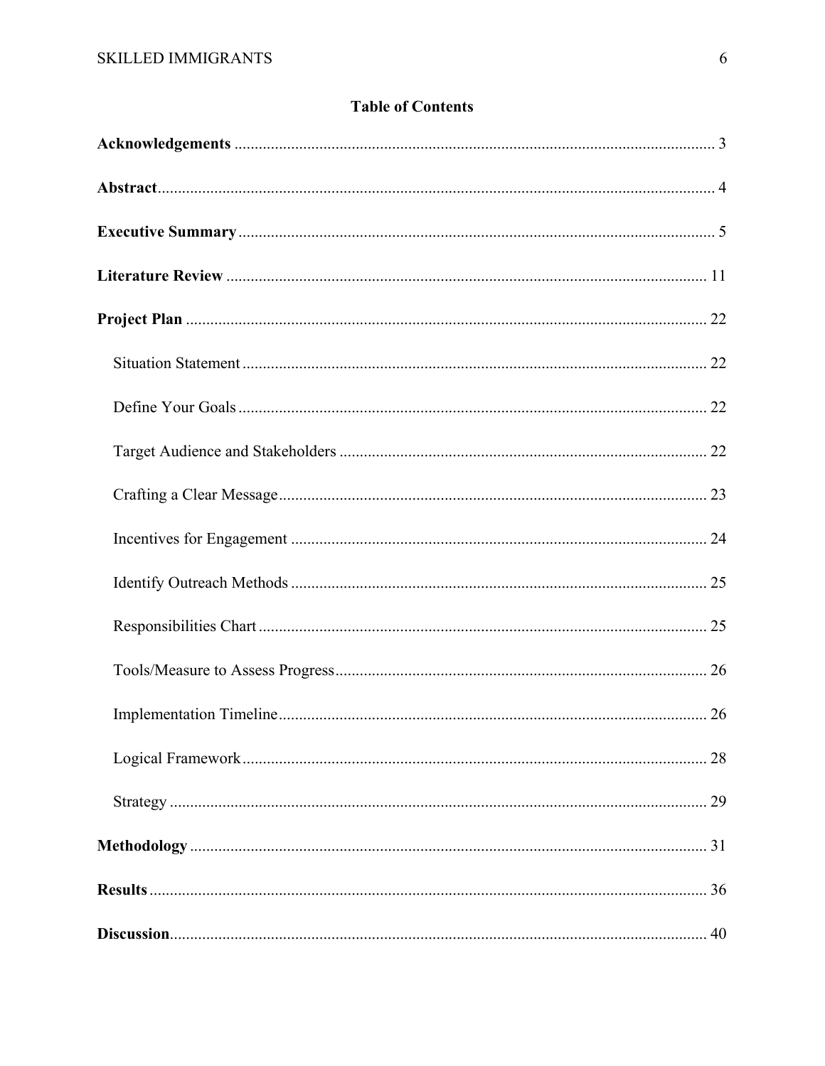## Table of Contents

**Acknowledgements** ........................................................................................................ 3

**Abstract**........................................................................................................................ 4

**Executive Summary** ....................................................................................................... 5

**Literature Review** ........................................................................................................ 11

**Project Plan** ................................................................................................................ 22

- Situation Statement .................................................................................................. 22
- Define Your Goals .................................................................................................... 22
- Target Audience and Stakeholders .......................................................................... 22
- Crafting a Clear Message.......................................................................................... 23
- Incentives for Engagement ...................................................................................... 24
- Identify Outreach Methods ...................................................................................... 25
- Responsibilities Chart .............................................................................................. 25
- Tools/Measure to Assess Progress ........................................................................... 26
- Implementation Timeline.......................................................................................... 26
- Logical Framework................................................................................................... 28
- Strategy .................................................................................................................... 29

**Methodology** ............................................................................................................... 31

**Results** ......................................................................................................................... 36

**Discussion**.................................................................................................................... 40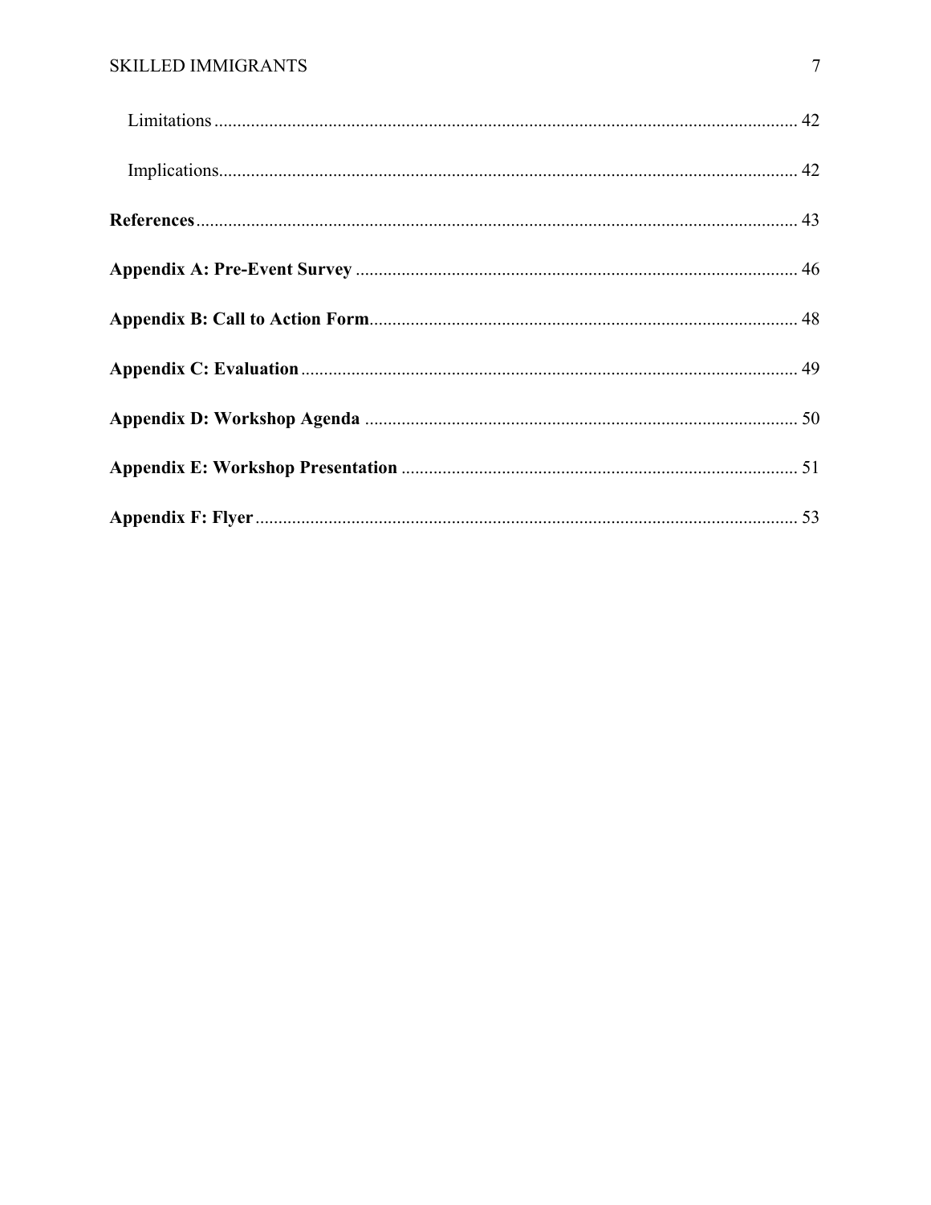Limitations ........................................................................................................................ 42

Implications........................................................................................................................ 42

**References** ................................................................................................................................ 43

**Appendix A: Pre-Event Survey** ................................................................................................ 46

**Appendix B: Call to Action Form**............................................................................................. 48

**Appendix C: Evaluation** ............................................................................................................ 49

**Appendix D: Workshop Agenda** .............................................................................................. 50

**Appendix E: Workshop Presentation** ...................................................................................... 51

**Appendix F: Flyer** ...................................................................................................................... 53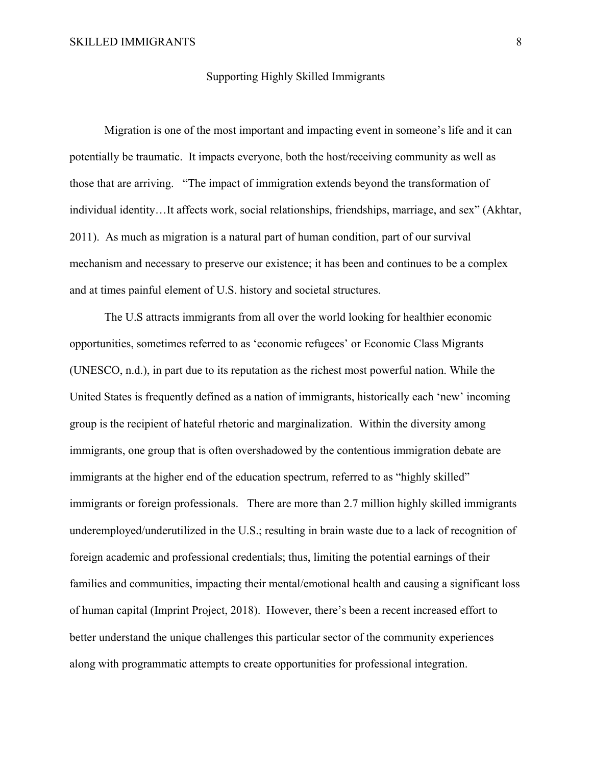## Supporting Highly Skilled Immigrants

Migration is one of the most important and impacting event in someone's life and it can potentially be traumatic. It impacts everyone, both the host/receiving community as well as those that are arriving. "The impact of immigration extends beyond the transformation of individual identity…It affects work, social relationships, friendships, marriage, and sex" (Akhtar, 2011). As much as migration is a natural part of human condition, part of our survival mechanism and necessary to preserve our existence; it has been and continues to be a complex and at times painful element of U.S. history and societal structures.

The U.S attracts immigrants from all over the world looking for healthier economic opportunities, sometimes referred to as 'economic refugees' or Economic Class Migrants (UNESCO, n.d.), in part due to its reputation as the richest most powerful nation. While the United States is frequently defined as a nation of immigrants, historically each 'new' incoming group is the recipient of hateful rhetoric and marginalization. Within the diversity among immigrants, one group that is often overshadowed by the contentious immigration debate are immigrants at the higher end of the education spectrum, referred to as "highly skilled" immigrants or foreign professionals. There are more than 2.7 million highly skilled immigrants underemployed/underutilized in the U.S.; resulting in brain waste due to a lack of recognition of foreign academic and professional credentials; thus, limiting the potential earnings of their families and communities, impacting their mental/emotional health and causing a significant loss of human capital (Imprint Project, 2018). However, there's been a recent increased effort to better understand the unique challenges this particular sector of the community experiences along with programmatic attempts to create opportunities for professional integration.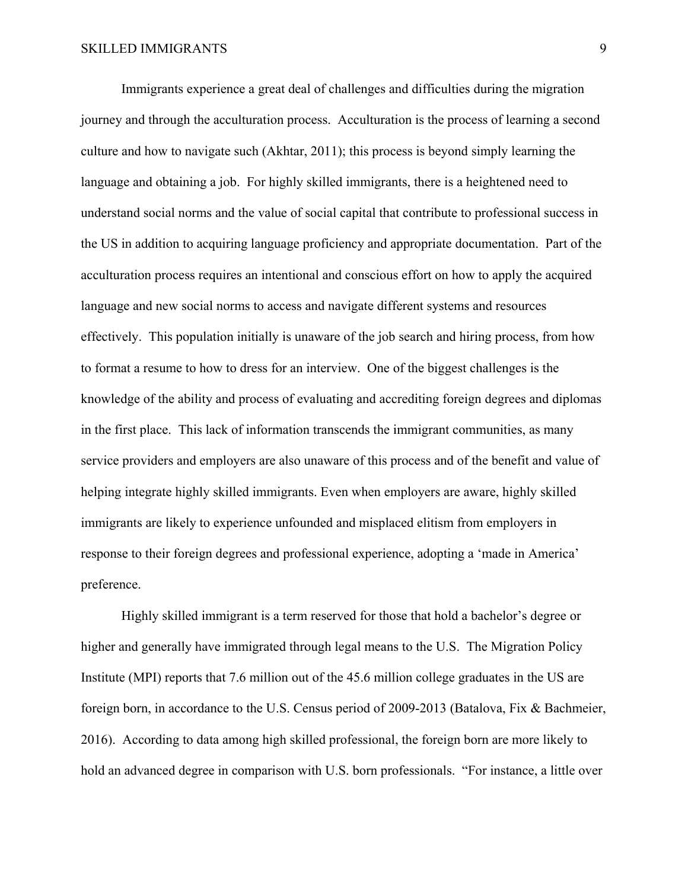Immigrants experience a great deal of challenges and difficulties during the migration journey and through the acculturation process. Acculturation is the process of learning a second culture and how to navigate such (Akhtar, 2011); this process is beyond simply learning the language and obtaining a job. For highly skilled immigrants, there is a heightened need to understand social norms and the value of social capital that contribute to professional success in the US in addition to acquiring language proficiency and appropriate documentation. Part of the acculturation process requires an intentional and conscious effort on how to apply the acquired language and new social norms to access and navigate different systems and resources effectively. This population initially is unaware of the job search and hiring process, from how to format a resume to how to dress for an interview. One of the biggest challenges is the knowledge of the ability and process of evaluating and accrediting foreign degrees and diplomas in the first place. This lack of information transcends the immigrant communities, as many service providers and employers are also unaware of this process and of the benefit and value of helping integrate highly skilled immigrants. Even when employers are aware, highly skilled immigrants are likely to experience unfounded and misplaced elitism from employers in response to their foreign degrees and professional experience, adopting a 'made in America' preference.

Highly skilled immigrant is a term reserved for those that hold a bachelor's degree or higher and generally have immigrated through legal means to the U.S. The Migration Policy Institute (MPI) reports that 7.6 million out of the 45.6 million college graduates in the US are foreign born, in accordance to the U.S. Census period of 2009-2013 (Batalova, Fix & Bachmeier, 2016). According to data among high skilled professional, the foreign born are more likely to hold an advanced degree in comparison with U.S. born professionals. "For instance, a little over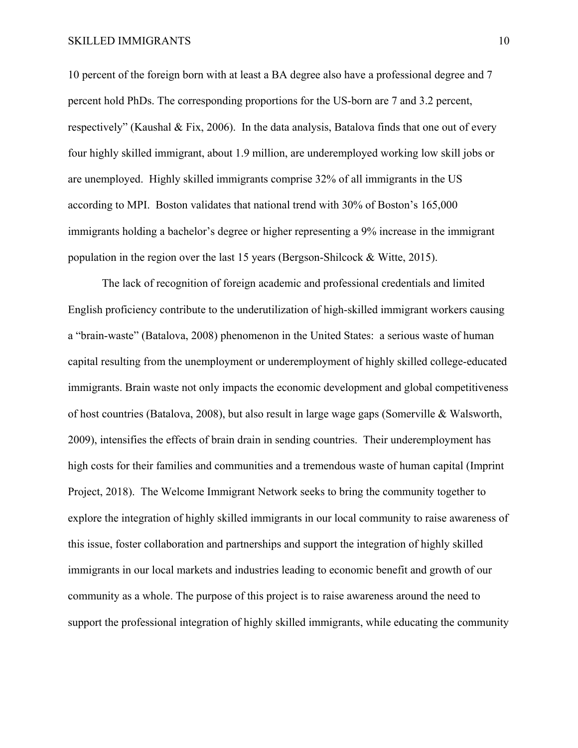10 percent of the foreign born with at least a BA degree also have a professional degree and 7 percent hold PhDs. The corresponding proportions for the US-born are 7 and 3.2 percent, respectively" (Kaushal & Fix, 2006). In the data analysis, Batalova finds that one out of every four highly skilled immigrant, about 1.9 million, are underemployed working low skill jobs or are unemployed. Highly skilled immigrants comprise 32% of all immigrants in the US according to MPI. Boston validates that national trend with 30% of Boston's 165,000 immigrants holding a bachelor's degree or higher representing a 9% increase in the immigrant population in the region over the last 15 years (Bergson-Shilcock & Witte, 2015).

The lack of recognition of foreign academic and professional credentials and limited English proficiency contribute to the underutilization of high-skilled immigrant workers causing a "brain-waste" (Batalova, 2008) phenomenon in the United States: a serious waste of human capital resulting from the unemployment or underemployment of highly skilled college-educated immigrants. Brain waste not only impacts the economic development and global competitiveness of host countries (Batalova, 2008), but also result in large wage gaps (Somerville & Walsworth, 2009), intensifies the effects of brain drain in sending countries. Their underemployment has high costs for their families and communities and a tremendous waste of human capital (Imprint Project, 2018). The Welcome Immigrant Network seeks to bring the community together to explore the integration of highly skilled immigrants in our local community to raise awareness of this issue, foster collaboration and partnerships and support the integration of highly skilled immigrants in our local markets and industries leading to economic benefit and growth of our community as a whole. The purpose of this project is to raise awareness around the need to support the professional integration of highly skilled immigrants, while educating the community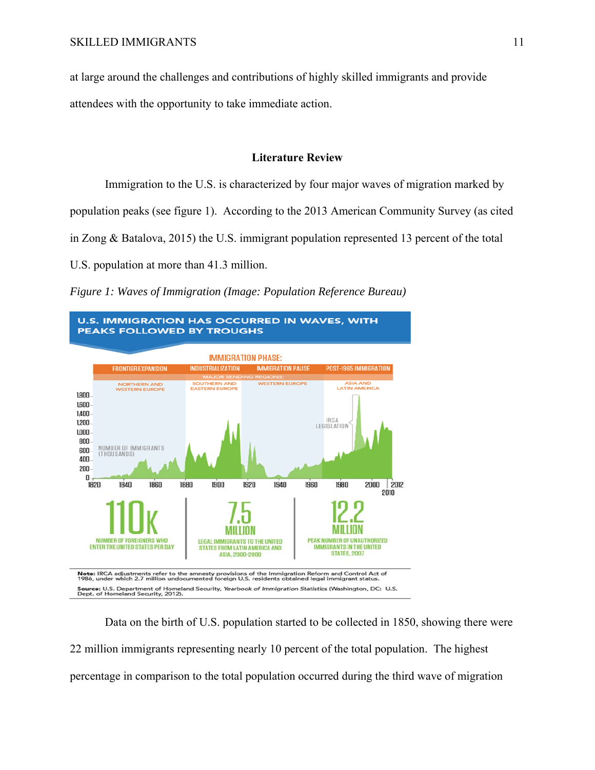at large around the challenges and contributions of highly skilled immigrants and provide attendees with the opportunity to take immediate action.

## Literature Review

Immigration to the U.S. is characterized by four major waves of migration marked by population peaks (see figure 1). According to the 2013 American Community Survey (as cited in Zong & Batalova, 2015) the U.S. immigrant population represented 13 percent of the total U.S. population at more than 41.3 million.

*Figure 1: Waves of Immigration (Image: Population Reference Bureau)*

Data on the birth of U.S. population started to be collected in 1850, showing there were 22 million immigrants representing nearly 10 percent of the total population. The highest percentage in comparison to the total population occurred during the third wave of migration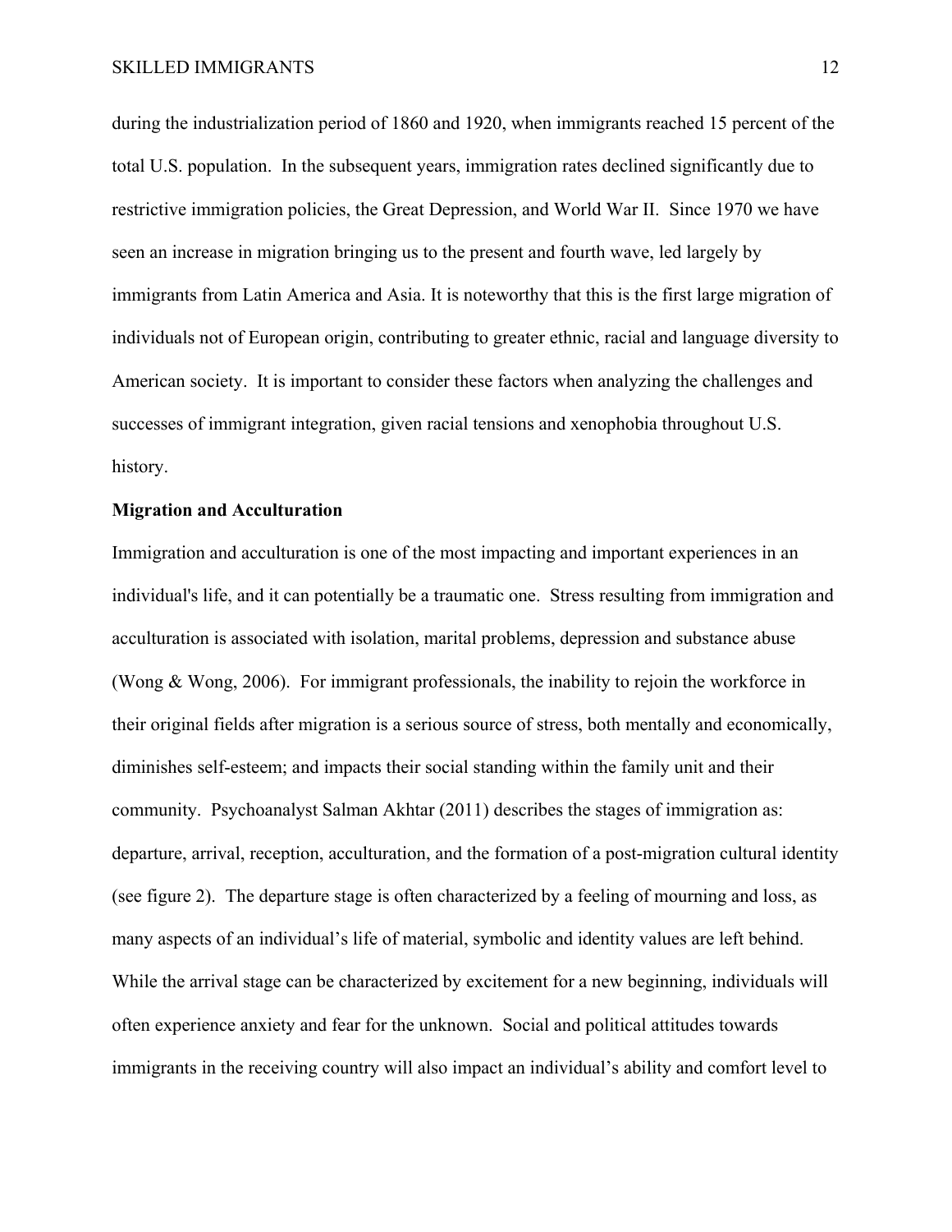during the industrialization period of 1860 and 1920, when immigrants reached 15 percent of the total U.S. population. In the subsequent years, immigration rates declined significantly due to restrictive immigration policies, the Great Depression, and World War II. Since 1970 we have seen an increase in migration bringing us to the present and fourth wave, led largely by immigrants from Latin America and Asia. It is noteworthy that this is the first large migration of individuals not of European origin, contributing to greater ethnic, racial and language diversity to American society. It is important to consider these factors when analyzing the challenges and successes of immigrant integration, given racial tensions and xenophobia throughout U.S. history.

**Migration and Acculturation**

Immigration and acculturation is one of the most impacting and important experiences in an individual's life, and it can potentially be a traumatic one. Stress resulting from immigration and acculturation is associated with isolation, marital problems, depression and substance abuse (Wong & Wong, 2006). For immigrant professionals, the inability to rejoin the workforce in their original fields after migration is a serious source of stress, both mentally and economically, diminishes self-esteem; and impacts their social standing within the family unit and their community. Psychoanalyst Salman Akhtar (2011) describes the stages of immigration as: departure, arrival, reception, acculturation, and the formation of a post-migration cultural identity (see figure 2). The departure stage is often characterized by a feeling of mourning and loss, as many aspects of an individual's life of material, symbolic and identity values are left behind. While the arrival stage can be characterized by excitement for a new beginning, individuals will often experience anxiety and fear for the unknown. Social and political attitudes towards immigrants in the receiving country will also impact an individual's ability and comfort level to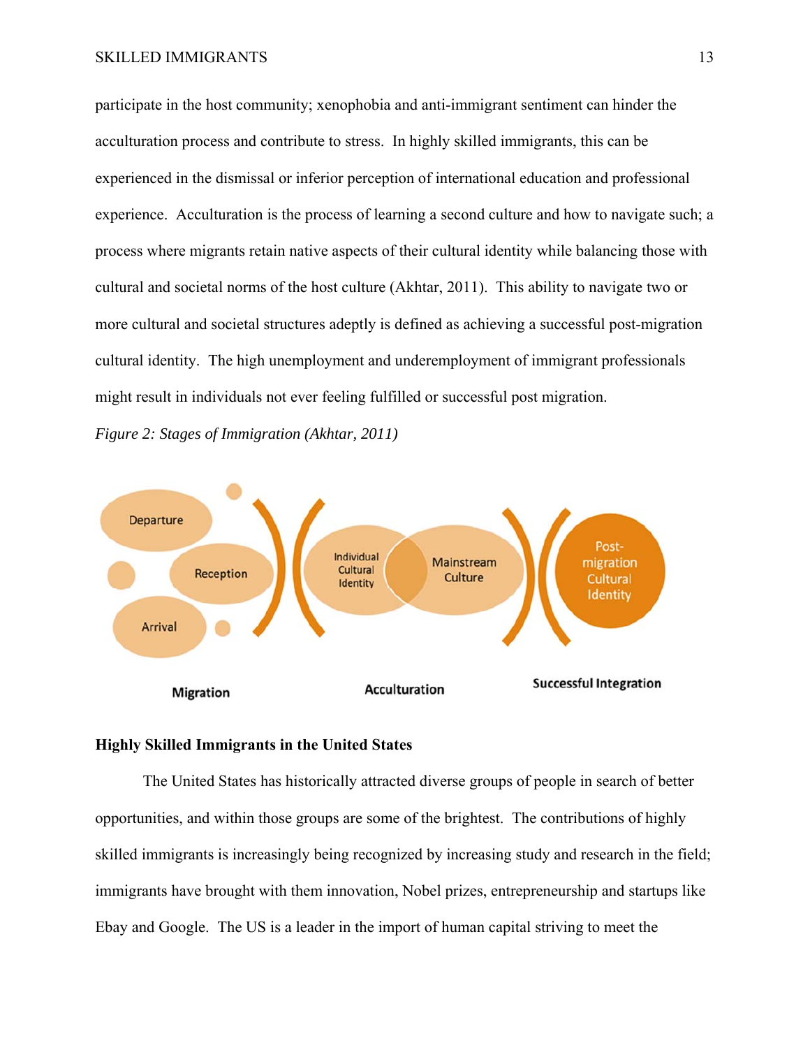participate in the host community; xenophobia and anti-immigrant sentiment can hinder the acculturation process and contribute to stress. In highly skilled immigrants, this can be experienced in the dismissal or inferior perception of international education and professional experience. Acculturation is the process of learning a second culture and how to navigate such; a process where migrants retain native aspects of their cultural identity while balancing those with cultural and societal norms of the host culture (Akhtar, 2011). This ability to navigate two or more cultural and societal structures adeptly is defined as achieving a successful post-migration cultural identity. The high unemployment and underemployment of immigrant professionals might result in individuals not ever feeling fulfilled or successful post migration.

*Figure 2: Stages of Immigration (Akhtar, 2011)*

Departure Reception Arrival Individual Cultural Identity Mainstream Culture Post-migration Cultural Identity

Migration Acculturation Successful Integration

### Highly Skilled Immigrants in the United States

The United States has historically attracted diverse groups of people in search of better opportunities, and within those groups are some of the brightest. The contributions of highly skilled immigrants is increasingly being recognized by increasing study and research in the field; immigrants have brought with them innovation, Nobel prizes, entrepreneurship and startups like Ebay and Google. The US is a leader in the import of human capital striving to meet the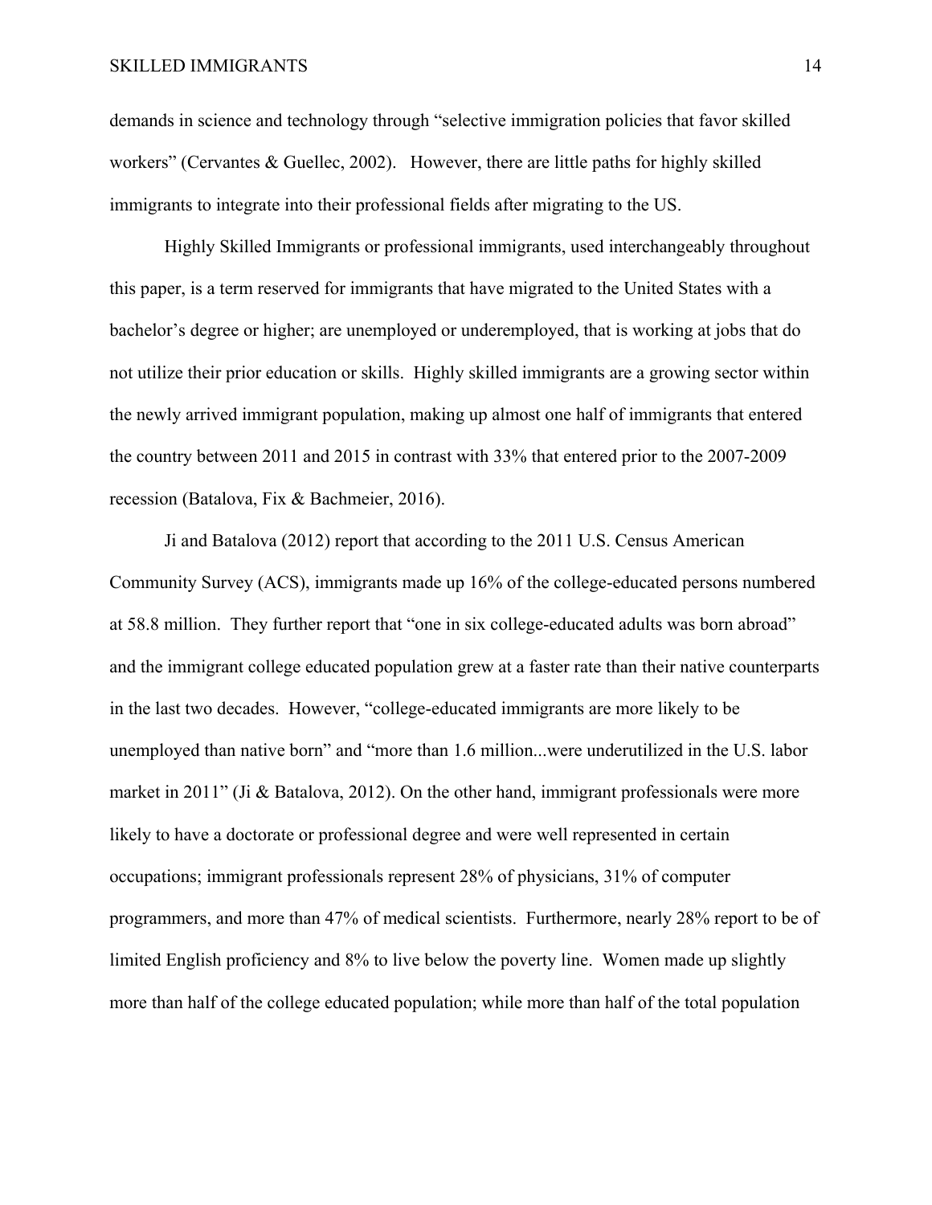demands in science and technology through "selective immigration policies that favor skilled workers" (Cervantes & Guellec, 2002). However, there are little paths for highly skilled immigrants to integrate into their professional fields after migrating to the US.

Highly Skilled Immigrants or professional immigrants, used interchangeably throughout this paper, is a term reserved for immigrants that have migrated to the United States with a bachelor's degree or higher; are unemployed or underemployed, that is working at jobs that do not utilize their prior education or skills. Highly skilled immigrants are a growing sector within the newly arrived immigrant population, making up almost one half of immigrants that entered the country between 2011 and 2015 in contrast with 33% that entered prior to the 2007-2009 recession (Batalova, Fix & Bachmeier, 2016).

Ji and Batalova (2012) report that according to the 2011 U.S. Census American Community Survey (ACS), immigrants made up 16% of the college-educated persons numbered at 58.8 million. They further report that "one in six college-educated adults was born abroad" and the immigrant college educated population grew at a faster rate than their native counterparts in the last two decades. However, "college-educated immigrants are more likely to be unemployed than native born" and "more than 1.6 million...were underutilized in the U.S. labor market in 2011" (Ji & Batalova, 2012). On the other hand, immigrant professionals were more likely to have a doctorate or professional degree and were well represented in certain occupations; immigrant professionals represent 28% of physicians, 31% of computer programmers, and more than 47% of medical scientists. Furthermore, nearly 28% report to be of limited English proficiency and 8% to live below the poverty line. Women made up slightly more than half of the college educated population; while more than half of the total population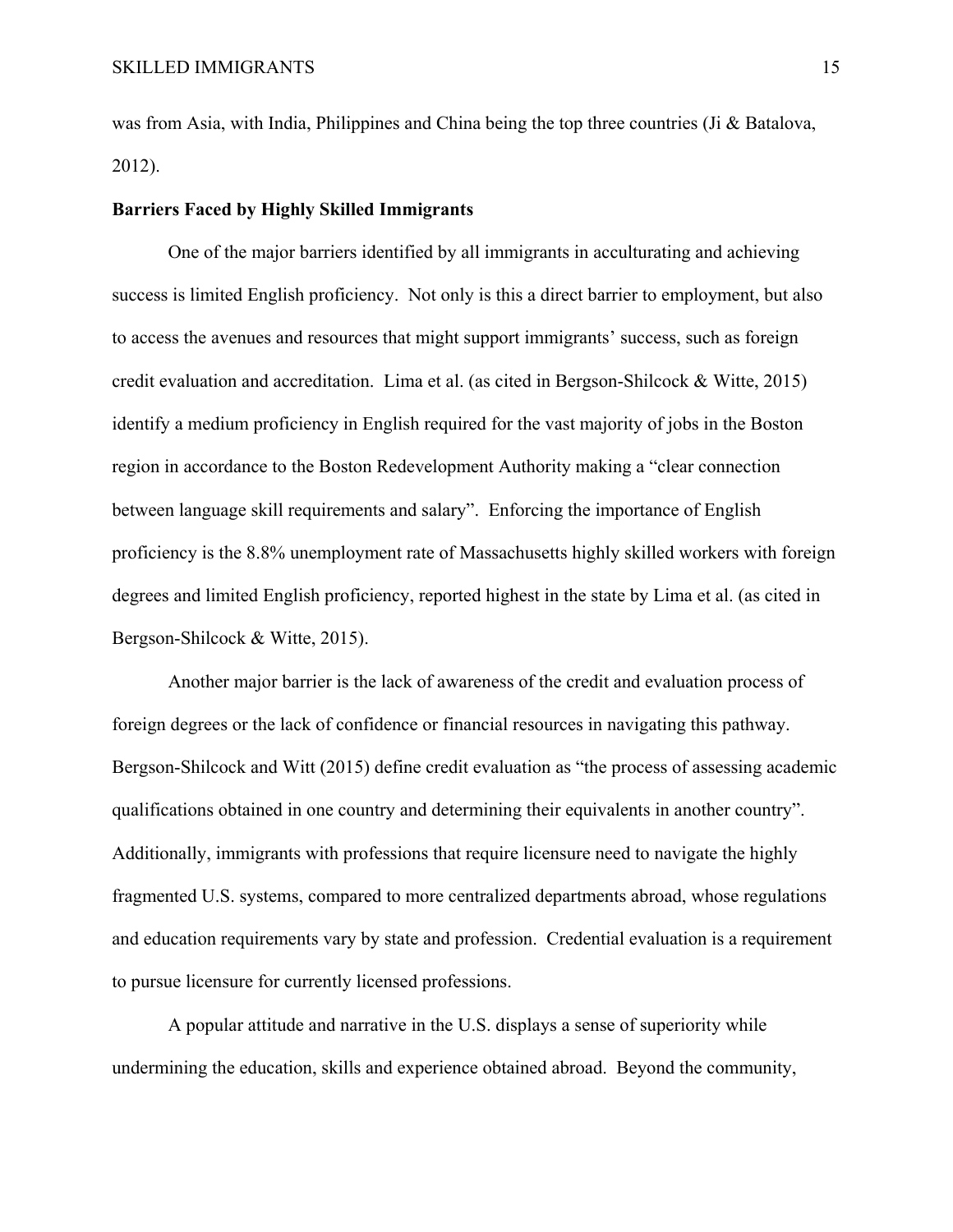was from Asia, with India, Philippines and China being the top three countries (Ji & Batalova, 2012).

**Barriers Faced by Highly Skilled Immigrants**

One of the major barriers identified by all immigrants in acculturating and achieving success is limited English proficiency. Not only is this a direct barrier to employment, but also to access the avenues and resources that might support immigrants' success, such as foreign credit evaluation and accreditation. Lima et al. (as cited in Bergson-Shilcock & Witte, 2015) identify a medium proficiency in English required for the vast majority of jobs in the Boston region in accordance to the Boston Redevelopment Authority making a "clear connection between language skill requirements and salary". Enforcing the importance of English proficiency is the 8.8% unemployment rate of Massachusetts highly skilled workers with foreign degrees and limited English proficiency, reported highest in the state by Lima et al. (as cited in Bergson-Shilcock & Witte, 2015).

Another major barrier is the lack of awareness of the credit and evaluation process of foreign degrees or the lack of confidence or financial resources in navigating this pathway. Bergson-Shilcock and Witt (2015) define credit evaluation as "the process of assessing academic qualifications obtained in one country and determining their equivalents in another country". Additionally, immigrants with professions that require licensure need to navigate the highly fragmented U.S. systems, compared to more centralized departments abroad, whose regulations and education requirements vary by state and profession. Credential evaluation is a requirement to pursue licensure for currently licensed professions.

A popular attitude and narrative in the U.S. displays a sense of superiority while undermining the education, skills and experience obtained abroad. Beyond the community,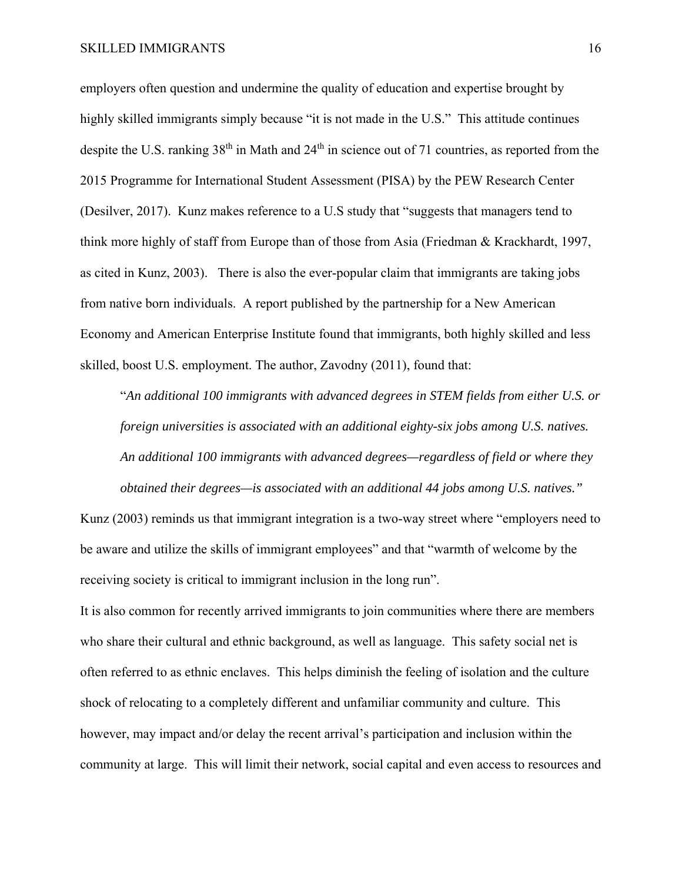employers often question and undermine the quality of education and expertise brought by highly skilled immigrants simply because “it is not made in the U.S.” This attitude continues despite the U.S. ranking 38th in Math and 24th in science out of 71 countries, as reported from the 2015 Programme for International Student Assessment (PISA) by the PEW Research Center (Desilver, 2017). Kunz makes reference to a U.S study that “suggests that managers tend to think more highly of staff from Europe than of those from Asia (Friedman & Krackhardt, 1997, as cited in Kunz, 2003). There is also the ever-popular claim that immigrants are taking jobs from native born individuals. A report published by the partnership for a New American Economy and American Enterprise Institute found that immigrants, both highly skilled and less skilled, boost U.S. employment. The author, Zavodny (2011), found that:

> “*An additional 100 immigrants with advanced degrees in STEM fields from either U.S. or foreign universities is associated with an additional eighty-six jobs among U.S. natives. An additional 100 immigrants with advanced degrees—regardless of field or where they obtained their degrees—is associated with an additional 44 jobs among U.S. natives.”*

Kunz (2003) reminds us that immigrant integration is a two-way street where “employers need to be aware and utilize the skills of immigrant employees” and that “warmth of welcome by the receiving society is critical to immigrant inclusion in the long run”.

It is also common for recently arrived immigrants to join communities where there are members who share their cultural and ethnic background, as well as language. This safety social net is often referred to as ethnic enclaves. This helps diminish the feeling of isolation and the culture shock of relocating to a completely different and unfamiliar community and culture. This however, may impact and/or delay the recent arrival’s participation and inclusion within the community at large. This will limit their network, social capital and even access to resources and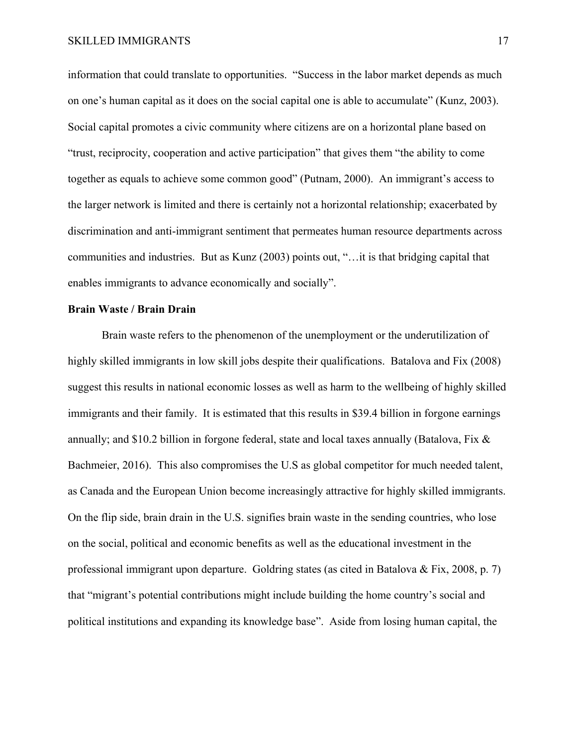information that could translate to opportunities. "Success in the labor market depends as much on one's human capital as it does on the social capital one is able to accumulate" (Kunz, 2003). Social capital promotes a civic community where citizens are on a horizontal plane based on "trust, reciprocity, cooperation and active participation" that gives them "the ability to come together as equals to achieve some common good" (Putnam, 2000). An immigrant's access to the larger network is limited and there is certainly not a horizontal relationship; exacerbated by discrimination and anti-immigrant sentiment that permeates human resource departments across communities and industries. But as Kunz (2003) points out, "…it is that bridging capital that enables immigrants to advance economically and socially".

**Brain Waste / Brain Drain**

Brain waste refers to the phenomenon of the unemployment or the underutilization of highly skilled immigrants in low skill jobs despite their qualifications. Batalova and Fix (2008) suggest this results in national economic losses as well as harm to the wellbeing of highly skilled immigrants and their family. It is estimated that this results in $39.4 billion in forgone earnings annually; and $10.2 billion in forgone federal, state and local taxes annually (Batalova, Fix & Bachmeier, 2016). This also compromises the U.S as global competitor for much needed talent, as Canada and the European Union become increasingly attractive for highly skilled immigrants. On the flip side, brain drain in the U.S. signifies brain waste in the sending countries, who lose on the social, political and economic benefits as well as the educational investment in the professional immigrant upon departure. Goldring states (as cited in Batalova & Fix, 2008, p. 7) that "migrant's potential contributions might include building the home country's social and political institutions and expanding its knowledge base". Aside from losing human capital, the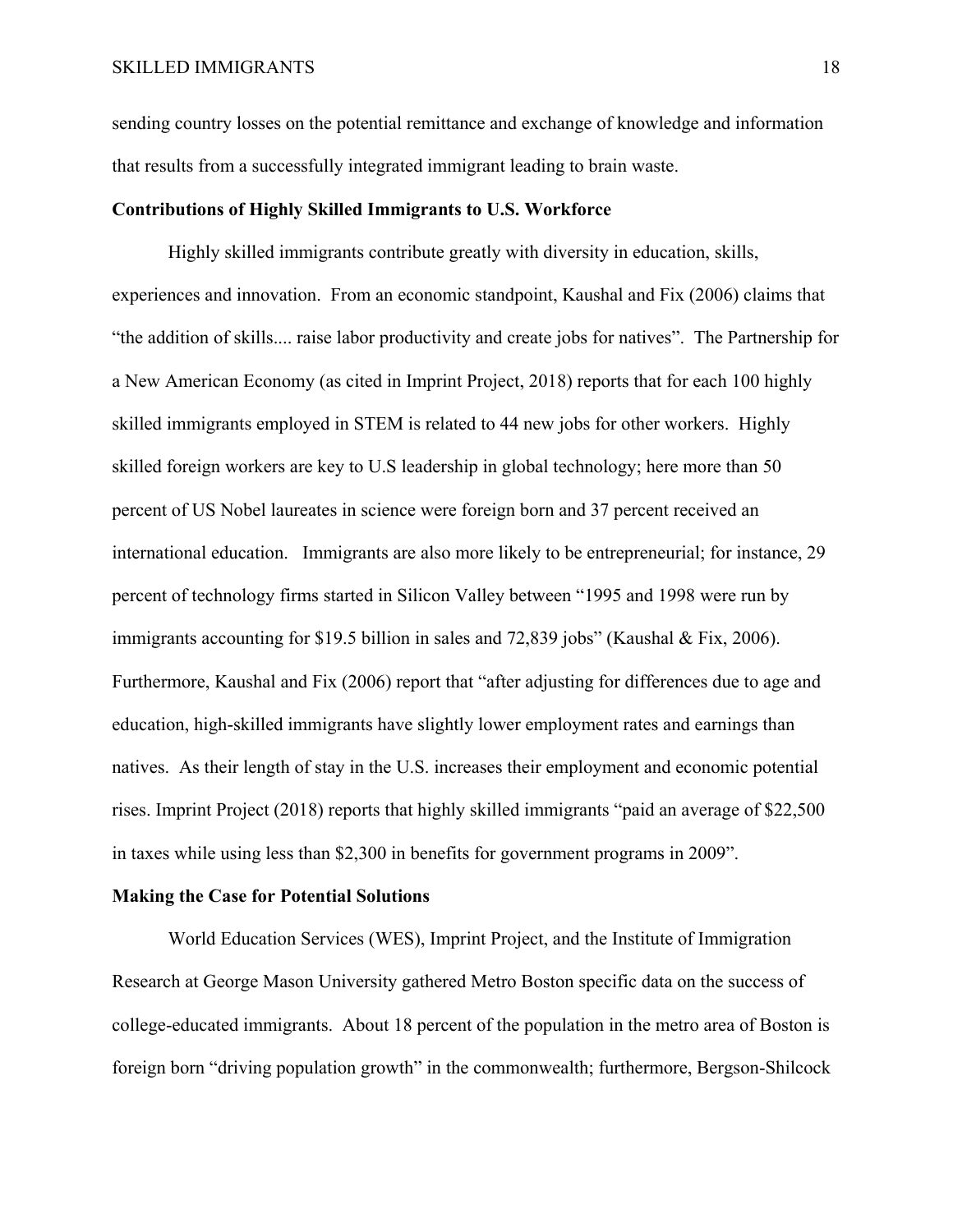sending country losses on the potential remittance and exchange of knowledge and information that results from a successfully integrated immigrant leading to brain waste.

**Contributions of Highly Skilled Immigrants to U.S. Workforce**

Highly skilled immigrants contribute greatly with diversity in education, skills, experiences and innovation. From an economic standpoint, Kaushal and Fix (2006) claims that "the addition of skills.... raise labor productivity and create jobs for natives". The Partnership for a New American Economy (as cited in Imprint Project, 2018) reports that for each 100 highly skilled immigrants employed in STEM is related to 44 new jobs for other workers. Highly skilled foreign workers are key to U.S leadership in global technology; here more than 50 percent of US Nobel laureates in science were foreign born and 37 percent received an international education. Immigrants are also more likely to be entrepreneurial; for instance, 29 percent of technology firms started in Silicon Valley between "1995 and 1998 were run by immigrants accounting for $19.5 billion in sales and 72,839 jobs" (Kaushal & Fix, 2006). Furthermore, Kaushal and Fix (2006) report that "after adjusting for differences due to age and education, high-skilled immigrants have slightly lower employment rates and earnings than natives. As their length of stay in the U.S. increases their employment and economic potential rises. Imprint Project (2018) reports that highly skilled immigrants "paid an average of $22,500 in taxes while using less than $2,300 in benefits for government programs in 2009".

**Making the Case for Potential Solutions**

World Education Services (WES), Imprint Project, and the Institute of Immigration Research at George Mason University gathered Metro Boston specific data on the success of college-educated immigrants. About 18 percent of the population in the metro area of Boston is foreign born "driving population growth" in the commonwealth; furthermore, Bergson-Shilcock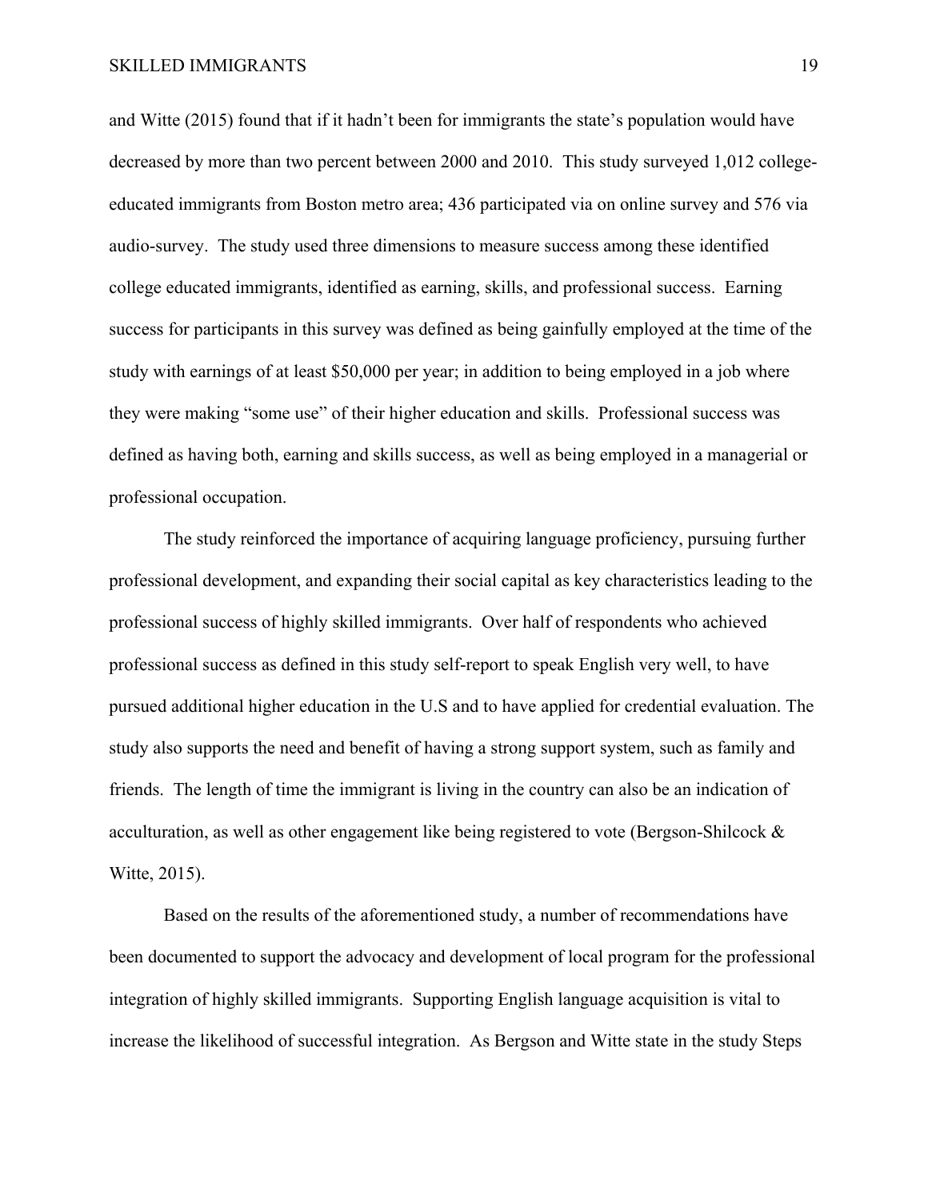and Witte (2015) found that if it hadn't been for immigrants the state's population would have decreased by more than two percent between 2000 and 2010. This study surveyed 1,012 college-educated immigrants from Boston metro area; 436 participated via on online survey and 576 via audio-survey. The study used three dimensions to measure success among these identified college educated immigrants, identified as earning, skills, and professional success. Earning success for participants in this survey was defined as being gainfully employed at the time of the study with earnings of at least $50,000 per year; in addition to being employed in a job where they were making "some use" of their higher education and skills. Professional success was defined as having both, earning and skills success, as well as being employed in a managerial or professional occupation.

The study reinforced the importance of acquiring language proficiency, pursuing further professional development, and expanding their social capital as key characteristics leading to the professional success of highly skilled immigrants. Over half of respondents who achieved professional success as defined in this study self-report to speak English very well, to have pursued additional higher education in the U.S and to have applied for credential evaluation. The study also supports the need and benefit of having a strong support system, such as family and friends. The length of time the immigrant is living in the country can also be an indication of acculturation, as well as other engagement like being registered to vote (Bergson-Shilcock & Witte, 2015).

Based on the results of the aforementioned study, a number of recommendations have been documented to support the advocacy and development of local program for the professional integration of highly skilled immigrants. Supporting English language acquisition is vital to increase the likelihood of successful integration. As Bergson and Witte state in the study Steps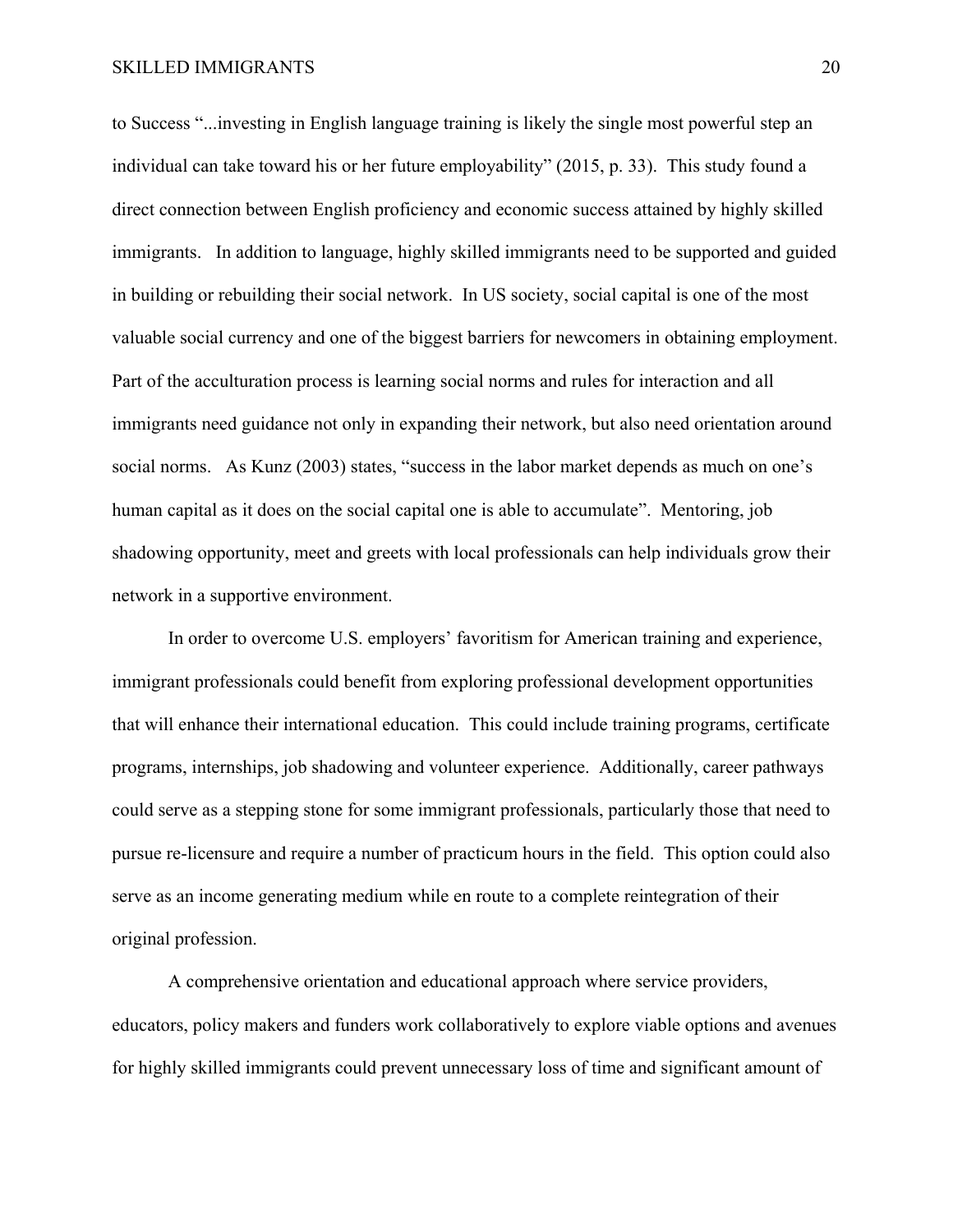to Success "...investing in English language training is likely the single most powerful step an individual can take toward his or her future employability" (2015, p. 33). This study found a direct connection between English proficiency and economic success attained by highly skilled immigrants. In addition to language, highly skilled immigrants need to be supported and guided in building or rebuilding their social network. In US society, social capital is one of the most valuable social currency and one of the biggest barriers for newcomers in obtaining employment. Part of the acculturation process is learning social norms and rules for interaction and all immigrants need guidance not only in expanding their network, but also need orientation around social norms. As Kunz (2003) states, "success in the labor market depends as much on one's human capital as it does on the social capital one is able to accumulate". Mentoring, job shadowing opportunity, meet and greets with local professionals can help individuals grow their network in a supportive environment.

In order to overcome U.S. employers' favoritism for American training and experience, immigrant professionals could benefit from exploring professional development opportunities that will enhance their international education. This could include training programs, certificate programs, internships, job shadowing and volunteer experience. Additionally, career pathways could serve as a stepping stone for some immigrant professionals, particularly those that need to pursue re-licensure and require a number of practicum hours in the field. This option could also serve as an income generating medium while en route to a complete reintegration of their original profession.

A comprehensive orientation and educational approach where service providers, educators, policy makers and funders work collaboratively to explore viable options and avenues for highly skilled immigrants could prevent unnecessary loss of time and significant amount of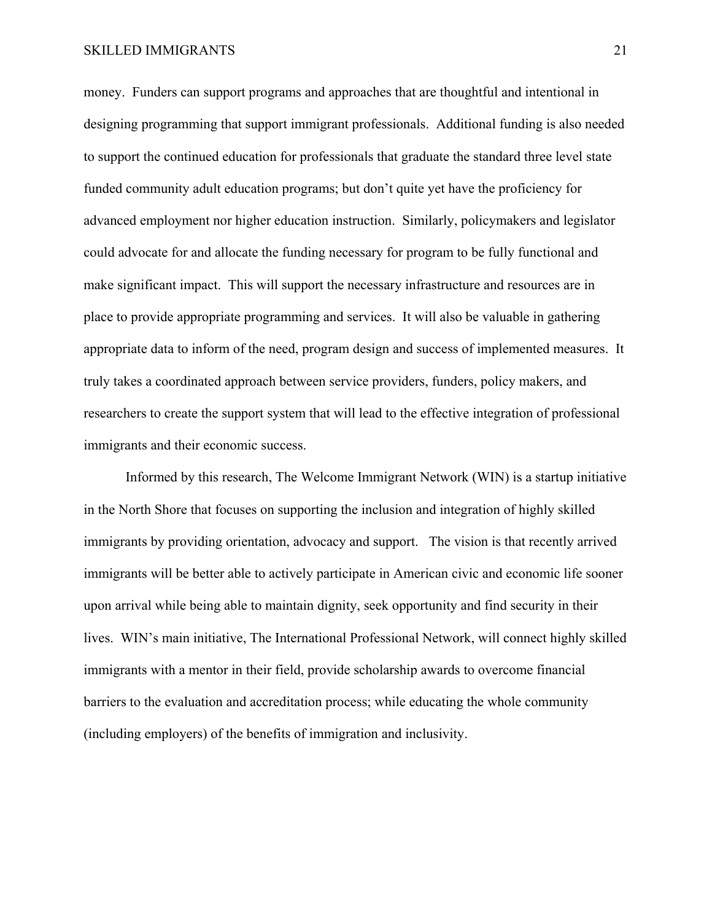money. Funders can support programs and approaches that are thoughtful and intentional in designing programming that support immigrant professionals. Additional funding is also needed to support the continued education for professionals that graduate the standard three level state funded community adult education programs; but don't quite yet have the proficiency for advanced employment nor higher education instruction. Similarly, policymakers and legislator could advocate for and allocate the funding necessary for program to be fully functional and make significant impact. This will support the necessary infrastructure and resources are in place to provide appropriate programming and services. It will also be valuable in gathering appropriate data to inform of the need, program design and success of implemented measures. It truly takes a coordinated approach between service providers, funders, policy makers, and researchers to create the support system that will lead to the effective integration of professional immigrants and their economic success.

Informed by this research, The Welcome Immigrant Network (WIN) is a startup initiative in the North Shore that focuses on supporting the inclusion and integration of highly skilled immigrants by providing orientation, advocacy and support. The vision is that recently arrived immigrants will be better able to actively participate in American civic and economic life sooner upon arrival while being able to maintain dignity, seek opportunity and find security in their lives. WIN's main initiative, The International Professional Network, will connect highly skilled immigrants with a mentor in their field, provide scholarship awards to overcome financial barriers to the evaluation and accreditation process; while educating the whole community (including employers) of the benefits of immigration and inclusivity.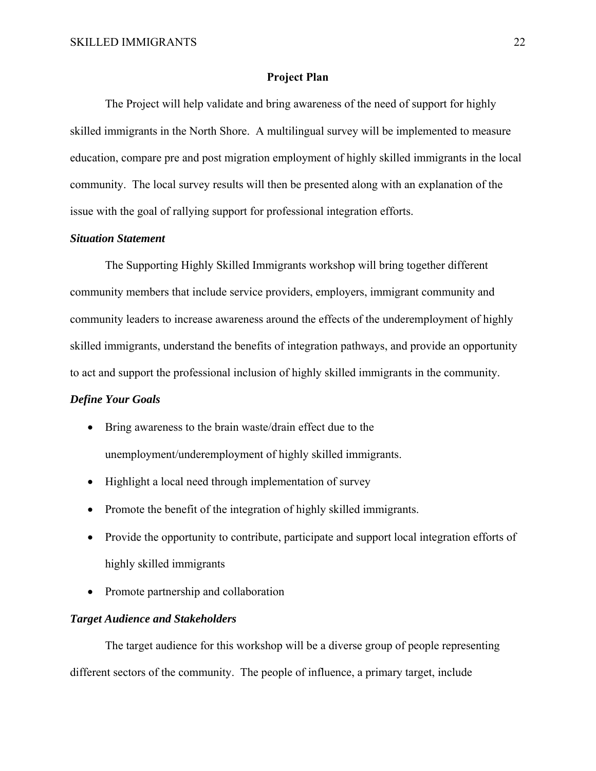## Project Plan

The Project will help validate and bring awareness of the need of support for highly skilled immigrants in the North Shore. A multilingual survey will be implemented to measure education, compare pre and post migration employment of highly skilled immigrants in the local community. The local survey results will then be presented along with an explanation of the issue with the goal of rallying support for professional integration efforts.

### *Situation Statement*

The Supporting Highly Skilled Immigrants workshop will bring together different community members that include service providers, employers, immigrant community and community leaders to increase awareness around the effects of the underemployment of highly skilled immigrants, understand the benefits of integration pathways, and provide an opportunity to act and support the professional inclusion of highly skilled immigrants in the community.

### *Define Your Goals*

- Bring awareness to the brain waste/drain effect due to the unemployment/underemployment of highly skilled immigrants.
- Highlight a local need through implementation of survey
- Promote the benefit of the integration of highly skilled immigrants.
- Provide the opportunity to contribute, participate and support local integration efforts of highly skilled immigrants
- Promote partnership and collaboration

### *Target Audience and Stakeholders*

The target audience for this workshop will be a diverse group of people representing different sectors of the community. The people of influence, a primary target, include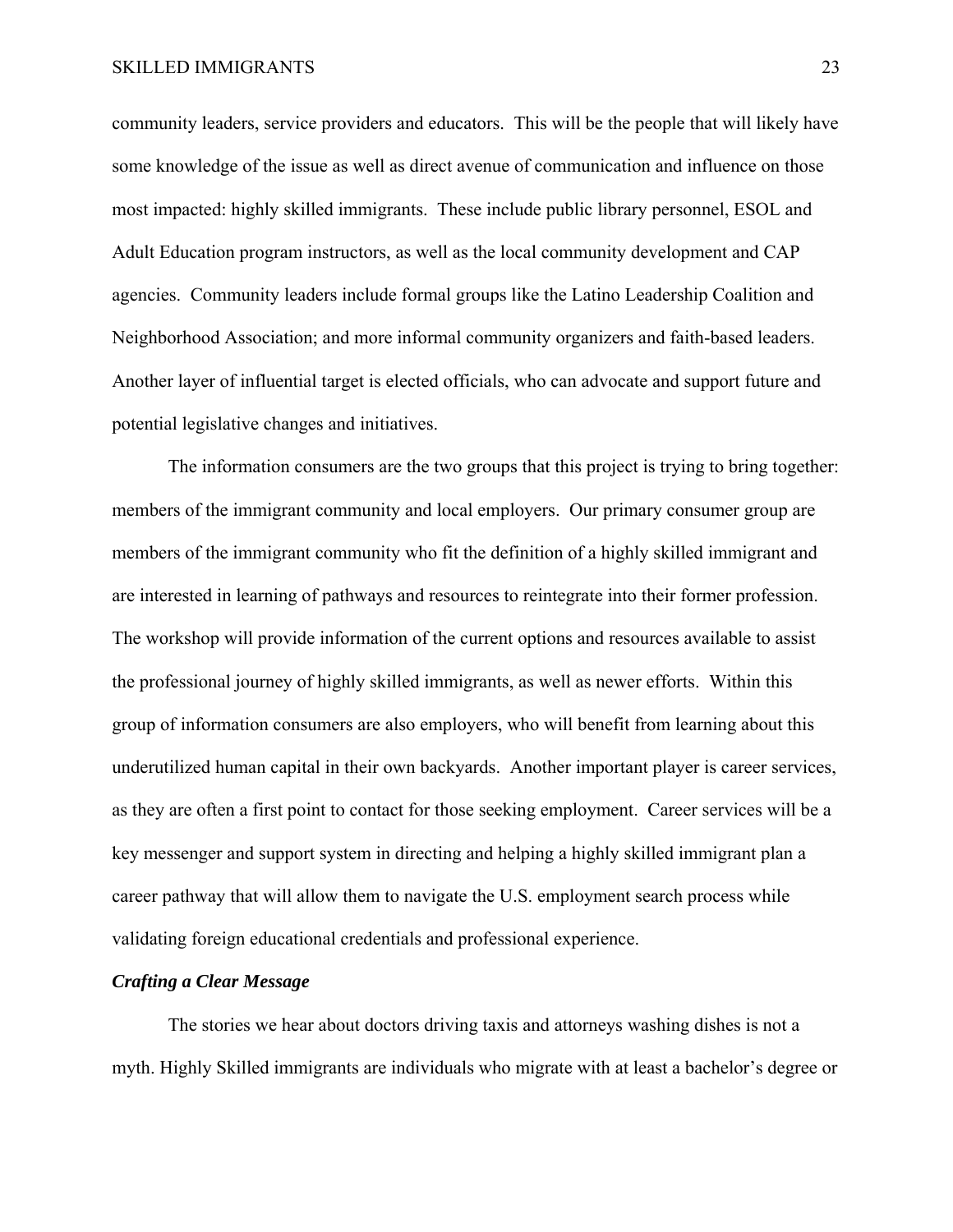community leaders, service providers and educators. This will be the people that will likely have some knowledge of the issue as well as direct avenue of communication and influence on those most impacted: highly skilled immigrants. These include public library personnel, ESOL and Adult Education program instructors, as well as the local community development and CAP agencies. Community leaders include formal groups like the Latino Leadership Coalition and Neighborhood Association; and more informal community organizers and faith-based leaders. Another layer of influential target is elected officials, who can advocate and support future and potential legislative changes and initiatives.

The information consumers are the two groups that this project is trying to bring together: members of the immigrant community and local employers. Our primary consumer group are members of the immigrant community who fit the definition of a highly skilled immigrant and are interested in learning of pathways and resources to reintegrate into their former profession. The workshop will provide information of the current options and resources available to assist the professional journey of highly skilled immigrants, as well as newer efforts. Within this group of information consumers are also employers, who will benefit from learning about this underutilized human capital in their own backyards. Another important player is career services, as they are often a first point to contact for those seeking employment. Career services will be a key messenger and support system in directing and helping a highly skilled immigrant plan a career pathway that will allow them to navigate the U.S. employment search process while validating foreign educational credentials and professional experience.

### *Crafting a Clear Message*

The stories we hear about doctors driving taxis and attorneys washing dishes is not a myth. Highly Skilled immigrants are individuals who migrate with at least a bachelor's degree or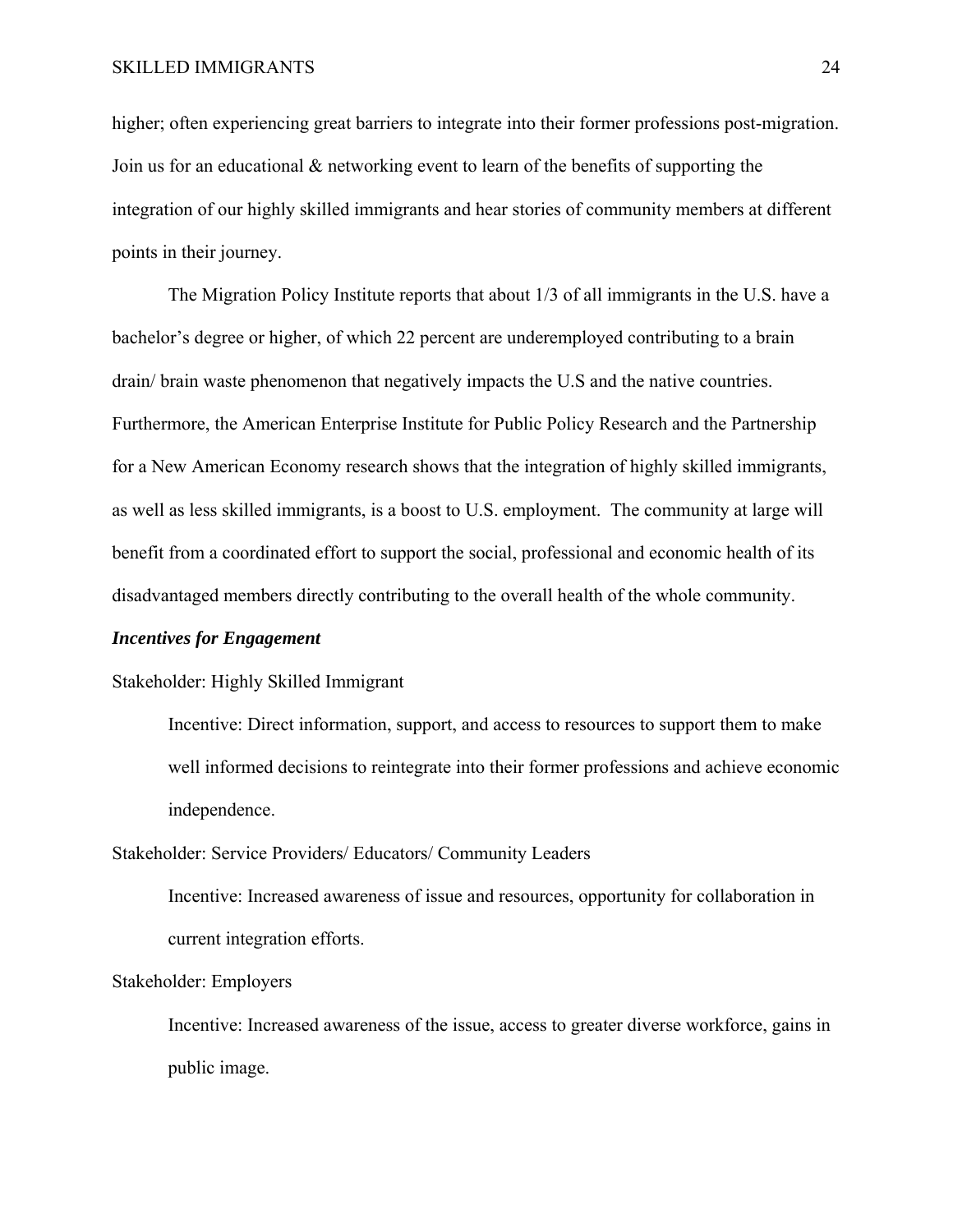higher; often experiencing great barriers to integrate into their former professions post-migration. Join us for an educational & networking event to learn of the benefits of supporting the integration of our highly skilled immigrants and hear stories of community members at different points in their journey.

The Migration Policy Institute reports that about 1/3 of all immigrants in the U.S. have a bachelor's degree or higher, of which 22 percent are underemployed contributing to a brain drain/ brain waste phenomenon that negatively impacts the U.S and the native countries. Furthermore, the American Enterprise Institute for Public Policy Research and the Partnership for a New American Economy research shows that the integration of highly skilled immigrants, as well as less skilled immigrants, is a boost to U.S. employment. The community at large will benefit from a coordinated effort to support the social, professional and economic health of its disadvantaged members directly contributing to the overall health of the whole community.

***Incentives for Engagement***

Stakeholder: Highly Skilled Immigrant

Incentive: Direct information, support, and access to resources to support them to make well informed decisions to reintegrate into their former professions and achieve economic independence.

Stakeholder: Service Providers/ Educators/ Community Leaders

Incentive: Increased awareness of issue and resources, opportunity for collaboration in current integration efforts.

Stakeholder: Employers

Incentive: Increased awareness of the issue, access to greater diverse workforce, gains in public image.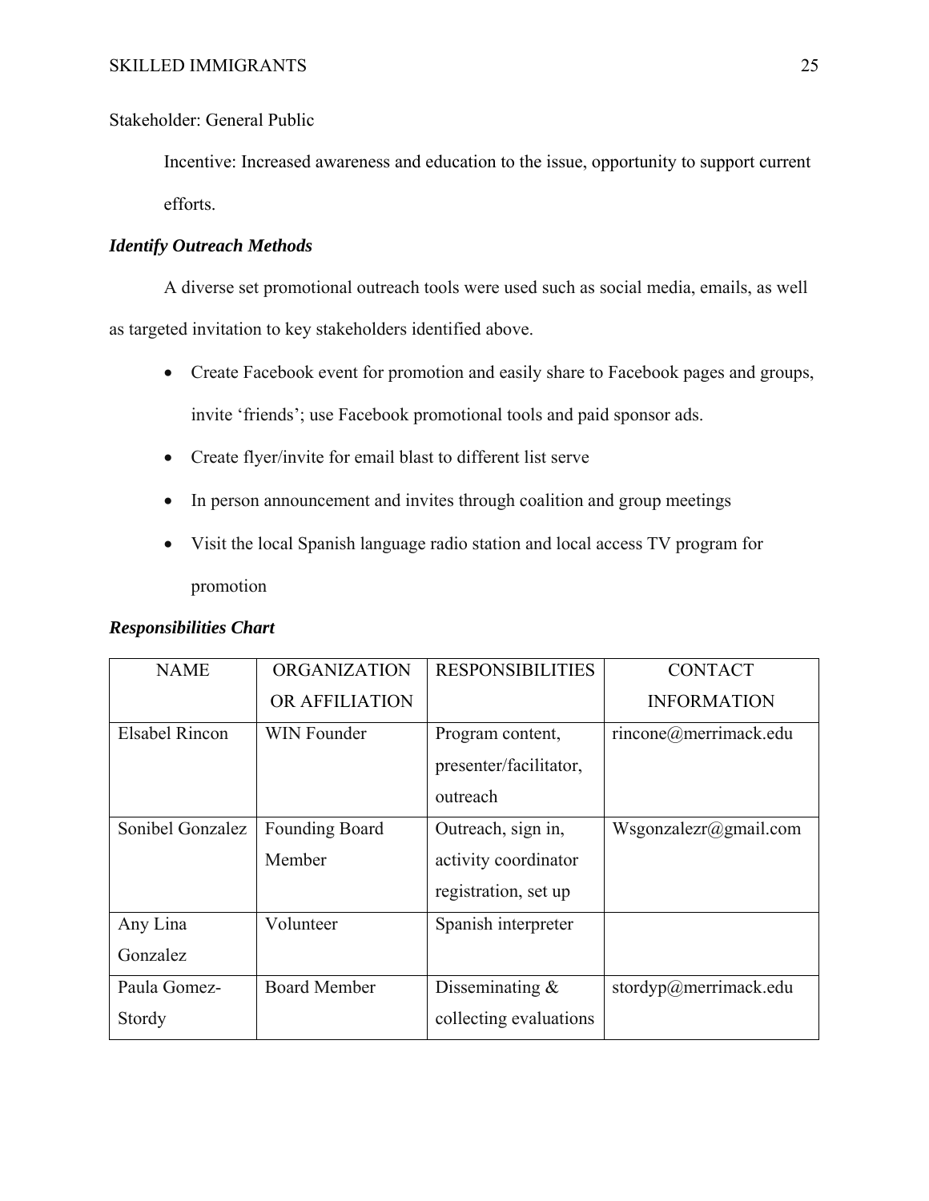Stakeholder: General Public

Incentive: Increased awareness and education to the issue, opportunity to support current efforts.

### *Identify Outreach Methods*

A diverse set promotional outreach tools were used such as social media, emails, as well as targeted invitation to key stakeholders identified above.

- Create Facebook event for promotion and easily share to Facebook pages and groups, invite 'friends'; use Facebook promotional tools and paid sponsor ads.
- Create flyer/invite for email blast to different list serve
- In person announcement and invites through coalition and group meetings
- Visit the local Spanish language radio station and local access TV program for promotion

### *Responsibilities Chart*

| NAME | ORGANIZATION OR AFFILIATION | RESPONSIBILITIES | CONTACT INFORMATION |
|---|---|---|---|
| Elsabel Rincon | WIN Founder | Program content, presenter/facilitator, outreach | rincone@merrimack.edu |
| Sonibel Gonzalez | Founding Board Member | Outreach, sign in, activity coordinator registration, set up | Wsgonzalezr@gmail.com |
| Any Lina Gonzalez | Volunteer | Spanish interpreter | |
| Paula Gomez-Stordy | Board Member | Disseminating & collecting evaluations | stordyp@merrimack.edu |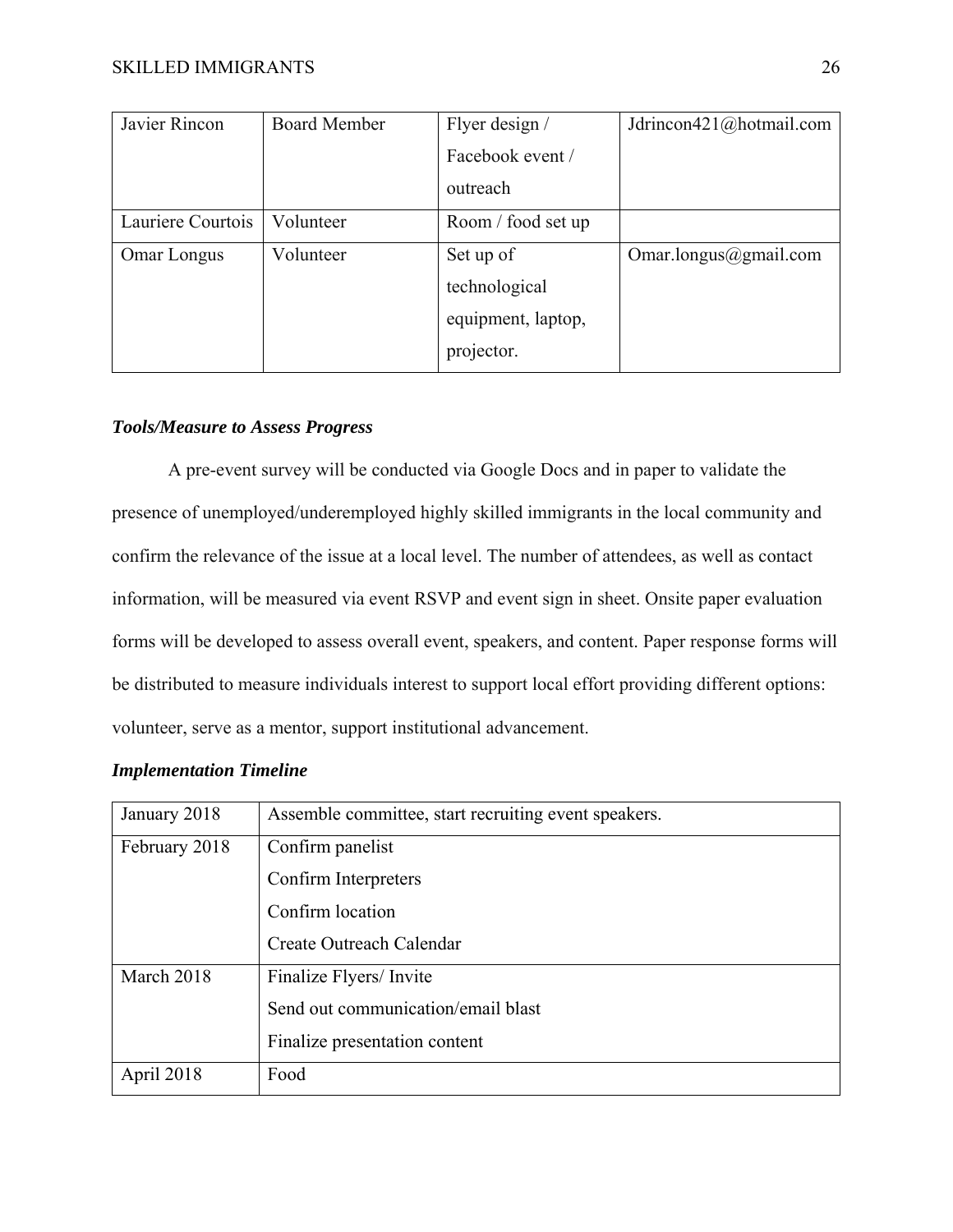| Javier Rincon | Board Member | Flyer design / Facebook event / outreach | Jdrincon421@hotmail.com |
|---|---|---|---|
| Lauriere Courtois | Volunteer | Room / food set up | |
| Omar Longus | Volunteer | Set up of technological equipment, laptop, projector. | Omar.longus@gmail.com |

### *Tools/Measure to Assess Progress*

A pre-event survey will be conducted via Google Docs and in paper to validate the presence of unemployed/underemployed highly skilled immigrants in the local community and confirm the relevance of the issue at a local level. The number of attendees, as well as contact information, will be measured via event RSVP and event sign in sheet. Onsite paper evaluation forms will be developed to assess overall event, speakers, and content. Paper response forms will be distributed to measure individuals interest to support local effort providing different options: volunteer, serve as a mentor, support institutional advancement.

### *Implementation Timeline*

| January 2018 | Assemble committee, start recruiting event speakers. |
|---|---|
| February 2018 | Confirm panelist<br>Confirm Interpreters<br>Confirm location<br>Create Outreach Calendar |
| March 2018 | Finalize Flyers/ Invite<br>Send out communication/email blast<br>Finalize presentation content |
| April 2018 | Food |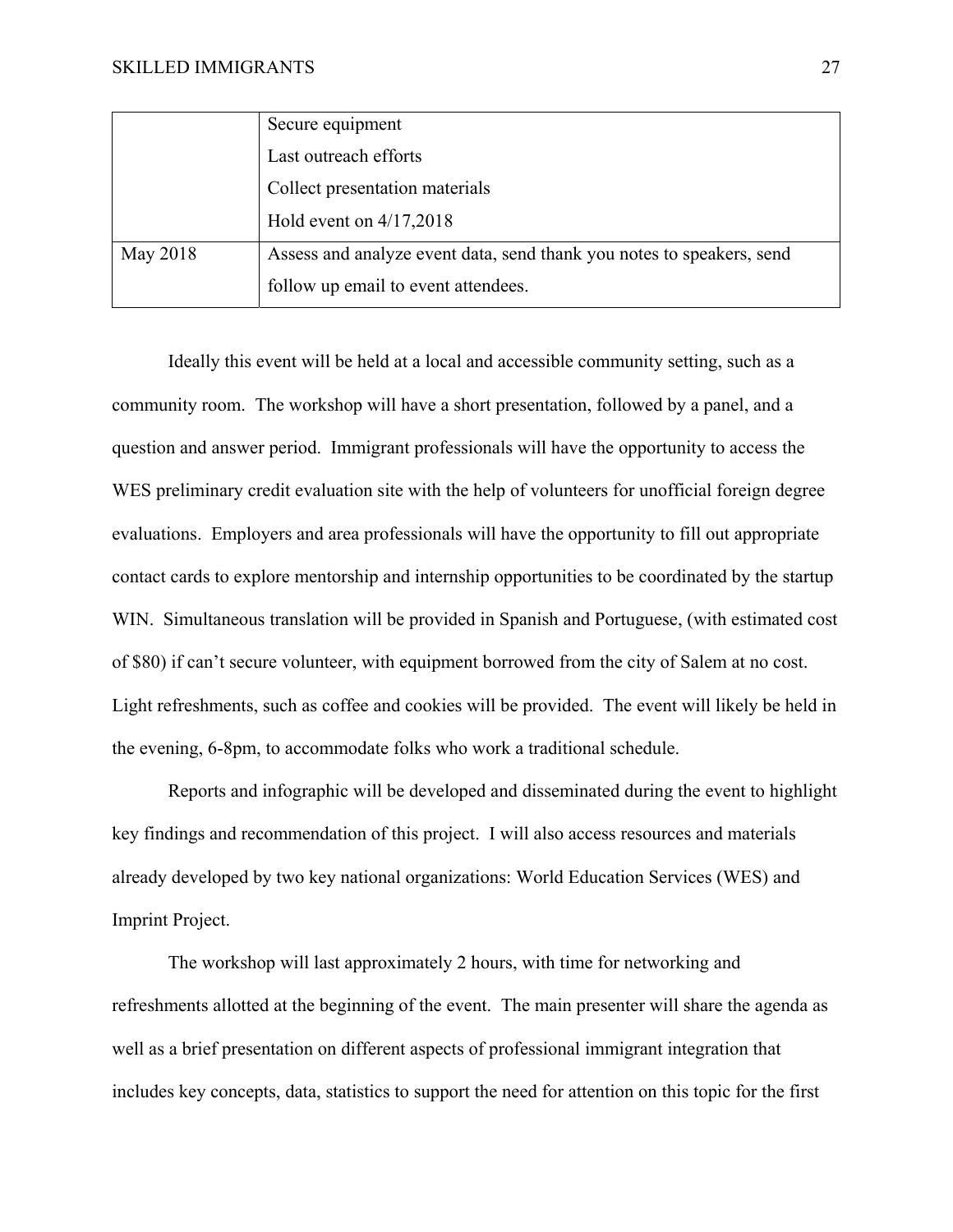| | |
|---|---|
| | Secure equipment<br>Last outreach efforts<br>Collect presentation materials<br>Hold event on 4/17,2018 |
| May 2018 | Assess and analyze event data, send thank you notes to speakers, send follow up email to event attendees. |

Ideally this event will be held at a local and accessible community setting, such as a community room. The workshop will have a short presentation, followed by a panel, and a question and answer period. Immigrant professionals will have the opportunity to access the WES preliminary credit evaluation site with the help of volunteers for unofficial foreign degree evaluations. Employers and area professionals will have the opportunity to fill out appropriate contact cards to explore mentorship and internship opportunities to be coordinated by the startup WIN. Simultaneous translation will be provided in Spanish and Portuguese, (with estimated cost of $80) if can't secure volunteer, with equipment borrowed from the city of Salem at no cost. Light refreshments, such as coffee and cookies will be provided. The event will likely be held in the evening, 6-8pm, to accommodate folks who work a traditional schedule.

Reports and infographic will be developed and disseminated during the event to highlight key findings and recommendation of this project. I will also access resources and materials already developed by two key national organizations: World Education Services (WES) and Imprint Project.

The workshop will last approximately 2 hours, with time for networking and refreshments allotted at the beginning of the event. The main presenter will share the agenda as well as a brief presentation on different aspects of professional immigrant integration that includes key concepts, data, statistics to support the need for attention on this topic for the first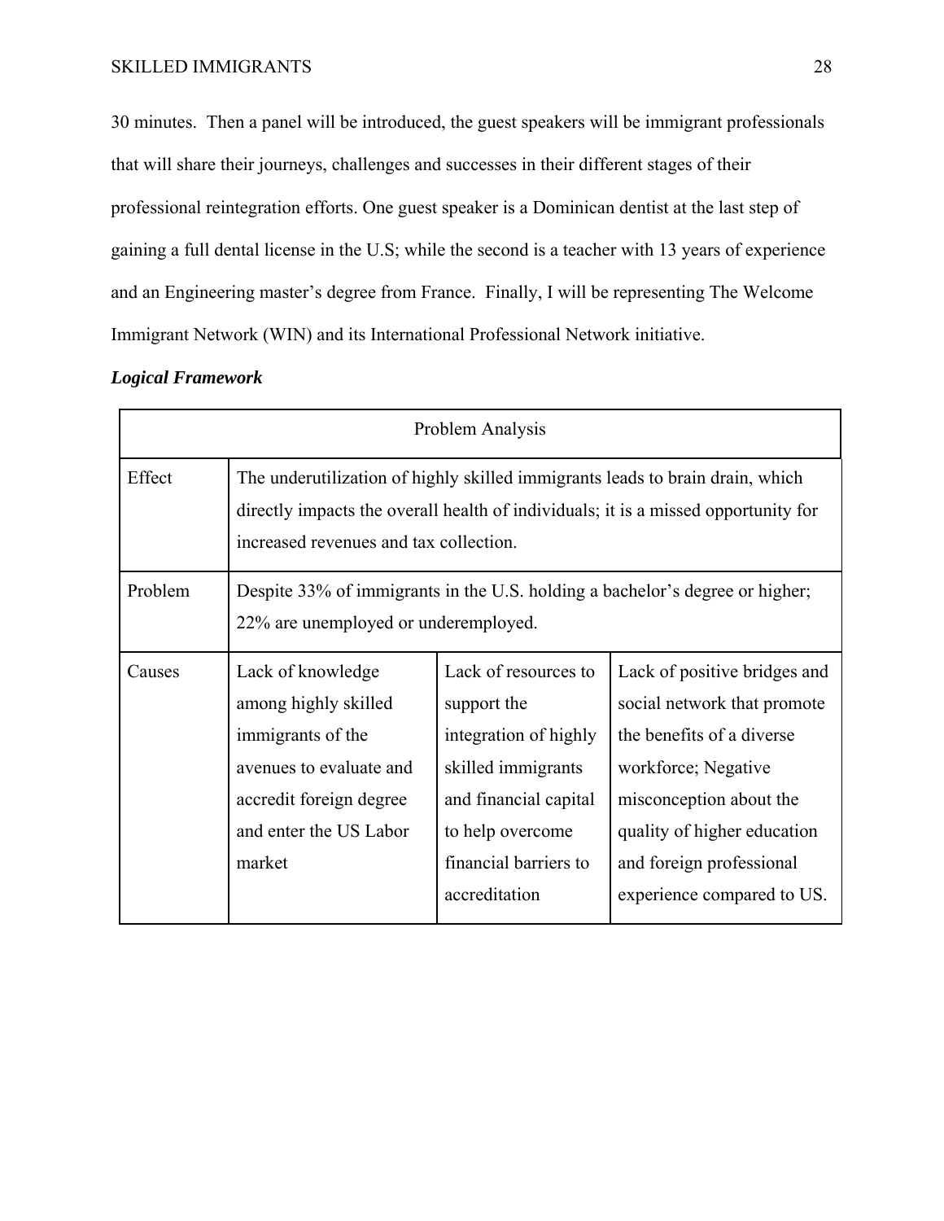30 minutes.  Then a panel will be introduced, the guest speakers will be immigrant professionals that will share their journeys, challenges and successes in their different stages of their professional reintegration efforts. One guest speaker is a Dominican dentist at the last step of gaining a full dental license in the U.S; while the second is a teacher with 13 years of experience and an Engineering master's degree from France.  Finally, I will be representing The Welcome Immigrant Network (WIN) and its International Professional Network initiative.

***Logical Framework***

| Problem Analysis | | | |
|---|---|---|---|
| Effect | The underutilization of highly skilled immigrants leads to brain drain, which directly impacts the overall health of individuals; it is a missed opportunity for increased revenues and tax collection. | | |
| Problem | Despite 33% of immigrants in the U.S. holding a bachelor's degree or higher; 22% are unemployed or underemployed. | | |
| Causes | Lack of knowledge among highly skilled immigrants of the avenues to evaluate and accredit foreign degree and enter the US Labor market | Lack of resources to support the integration of highly skilled immigrants and financial capital to help overcome financial barriers to accreditation | Lack of positive bridges and social network that promote the benefits of a diverse workforce; Negative misconception about the quality of higher education and foreign professional experience compared to US. |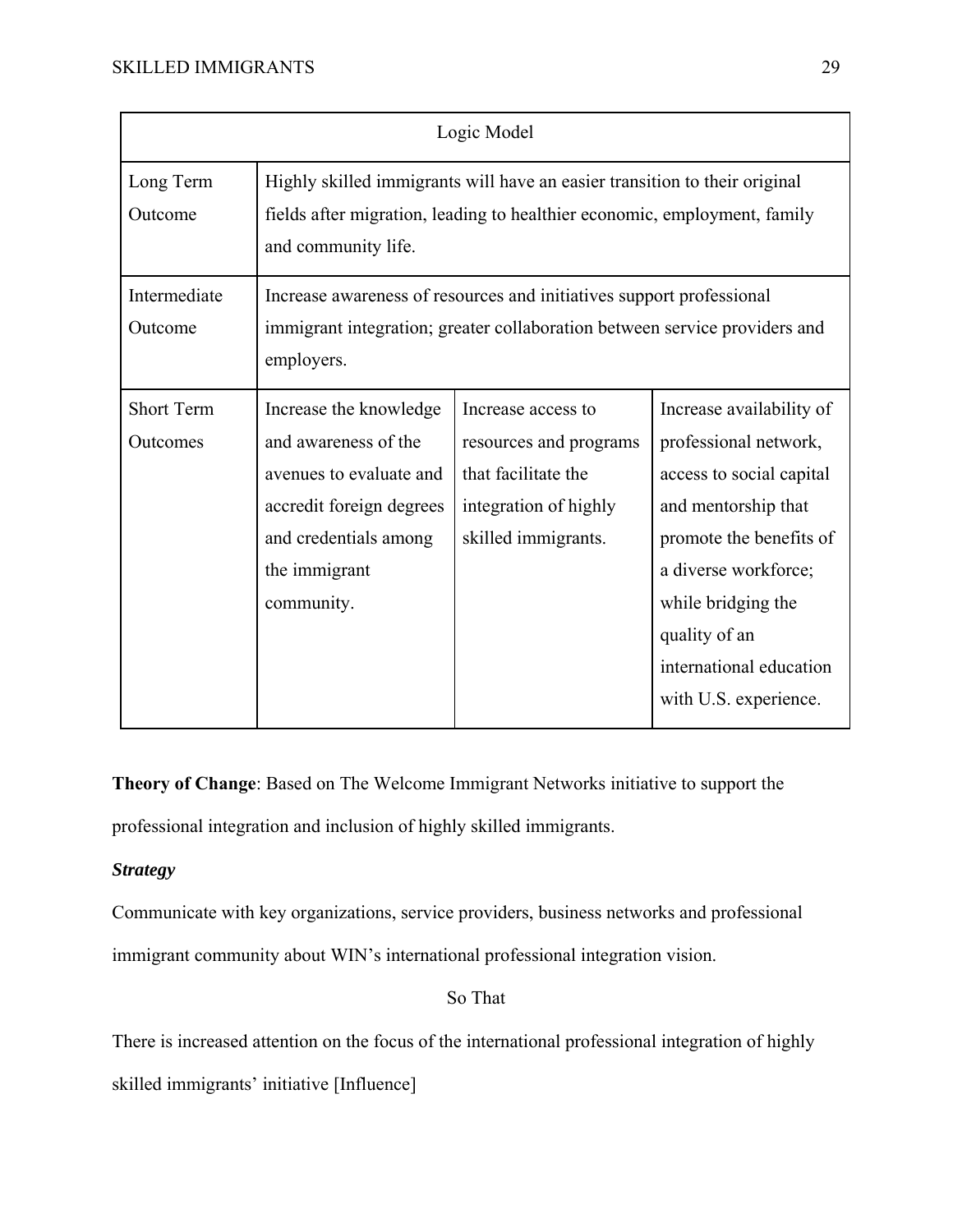| Logic Model | | | |
|---|---|---|---|
| Long Term Outcome | Highly skilled immigrants will have an easier transition to their original fields after migration, leading to healthier economic, employment, family and community life. | | |
| Intermediate Outcome | Increase awareness of resources and initiatives support professional immigrant integration; greater collaboration between service providers and employers. | | |
| Short Term Outcomes | Increase the knowledge and awareness of the avenues to evaluate and accredit foreign degrees and credentials among the immigrant community. | Increase access to resources and programs that facilitate the integration of highly skilled immigrants. | Increase availability of professional network, access to social capital and mentorship that promote the benefits of a diverse workforce; while bridging the quality of an international education with U.S. experience. |

**Theory of Change**: Based on The Welcome Immigrant Networks initiative to support the professional integration and inclusion of highly skilled immigrants.

***Strategy***

Communicate with key organizations, service providers, business networks and professional immigrant community about WIN's international professional integration vision.

So That

There is increased attention on the focus of the international professional integration of highly skilled immigrants' initiative [Influence]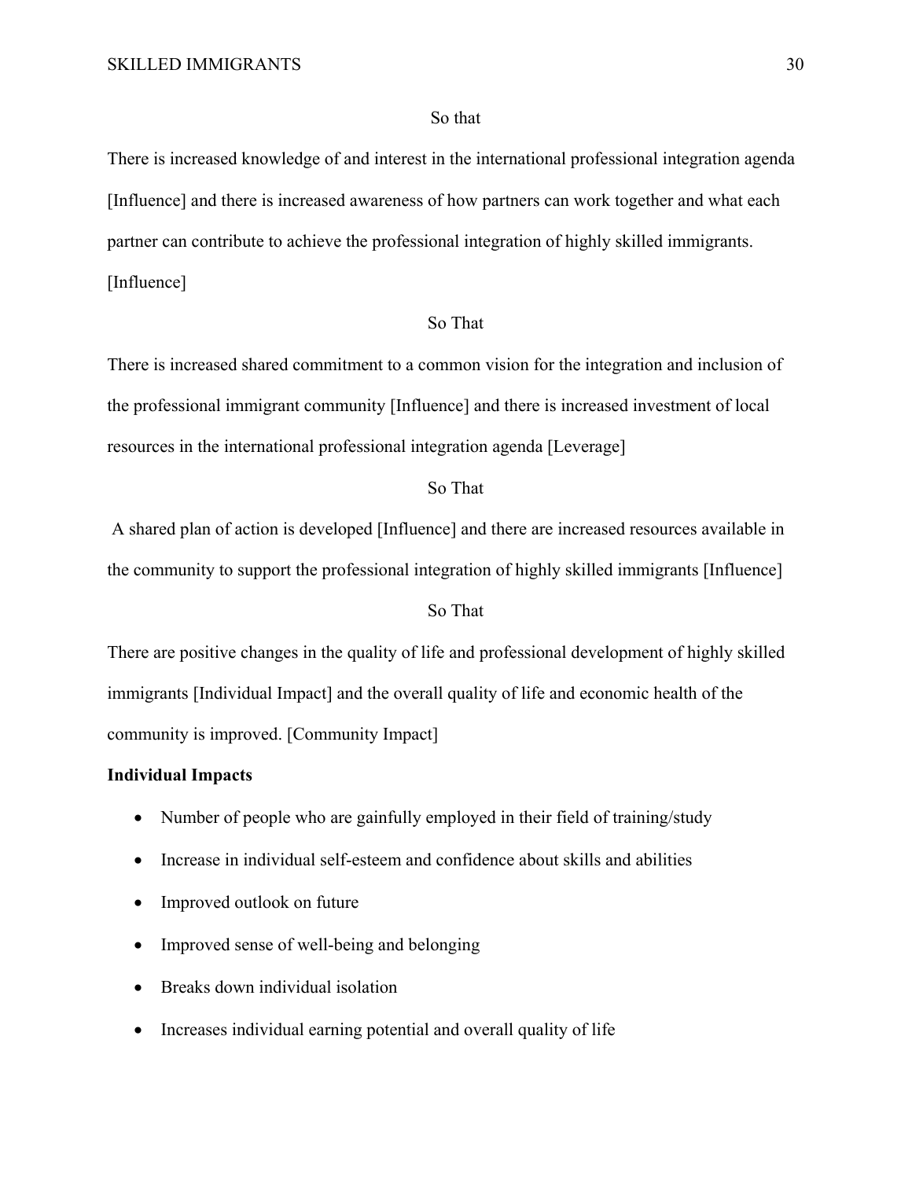So that

There is increased knowledge of and interest in the international professional integration agenda [Influence] and there is increased awareness of how partners can work together and what each partner can contribute to achieve the professional integration of highly skilled immigrants. [Influence]

So That

There is increased shared commitment to a common vision for the integration and inclusion of the professional immigrant community [Influence] and there is increased investment of local resources in the international professional integration agenda [Leverage]

So That

A shared plan of action is developed [Influence] and there are increased resources available in the community to support the professional integration of highly skilled immigrants [Influence]

So That

There are positive changes in the quality of life and professional development of highly skilled immigrants [Individual Impact] and the overall quality of life and economic health of the community is improved. [Community Impact]

**Individual Impacts**

- Number of people who are gainfully employed in their field of training/study
- Increase in individual self-esteem and confidence about skills and abilities
- Improved outlook on future
- Improved sense of well-being and belonging
- Breaks down individual isolation
- Increases individual earning potential and overall quality of life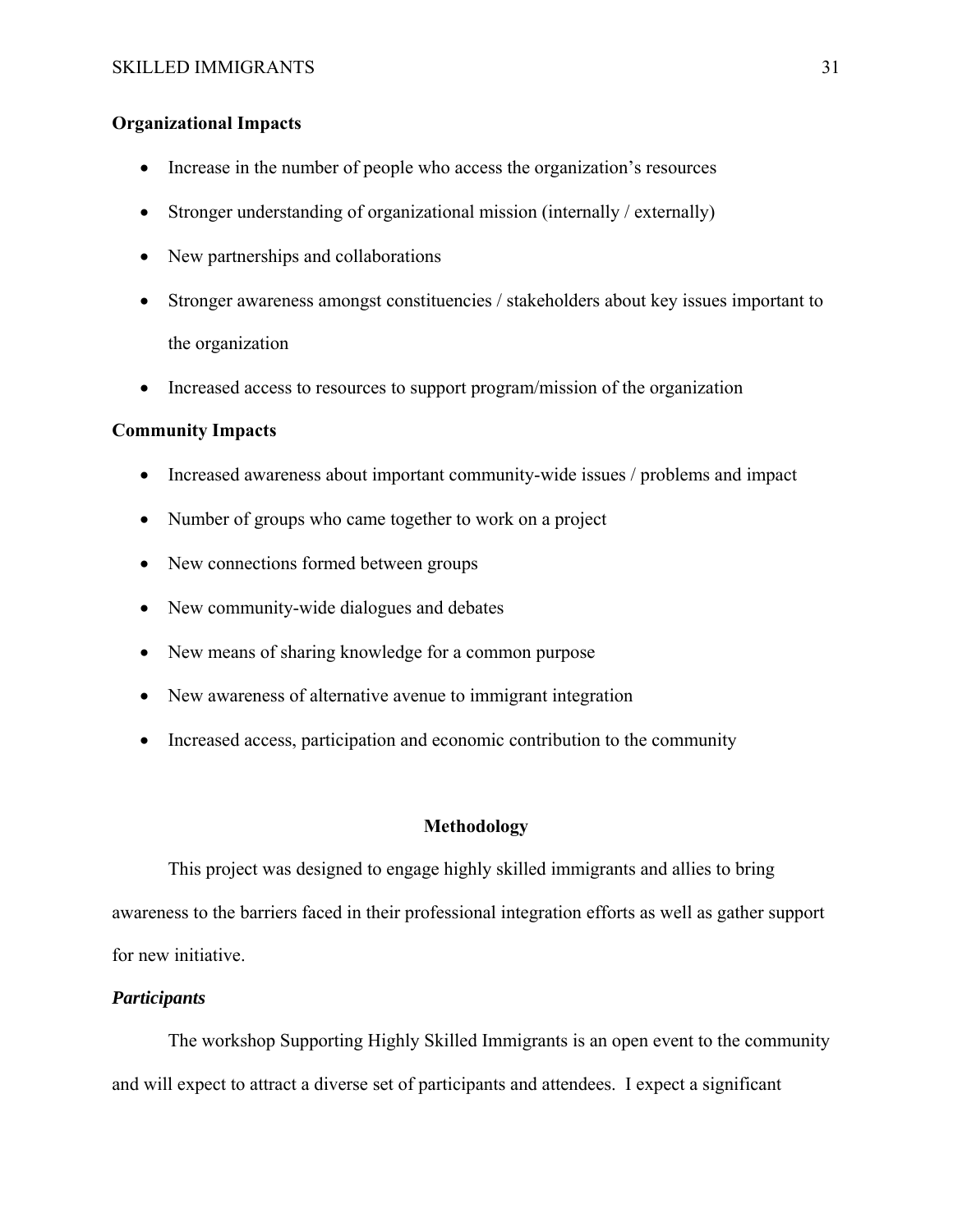**Organizational Impacts**

- Increase in the number of people who access the organization's resources
- Stronger understanding of organizational mission (internally / externally)
- New partnerships and collaborations
- Stronger awareness amongst constituencies / stakeholders about key issues important to the organization
- Increased access to resources to support program/mission of the organization

**Community Impacts**

- Increased awareness about important community-wide issues / problems and impact
- Number of groups who came together to work on a project
- New connections formed between groups
- New community-wide dialogues and debates
- New means of sharing knowledge for a common purpose
- New awareness of alternative avenue to immigrant integration
- Increased access, participation and economic contribution to the community

## Methodology

This project was designed to engage highly skilled immigrants and allies to bring awareness to the barriers faced in their professional integration efforts as well as gather support for new initiative.

### *Participants*

The workshop Supporting Highly Skilled Immigrants is an open event to the community and will expect to attract a diverse set of participants and attendees. I expect a significant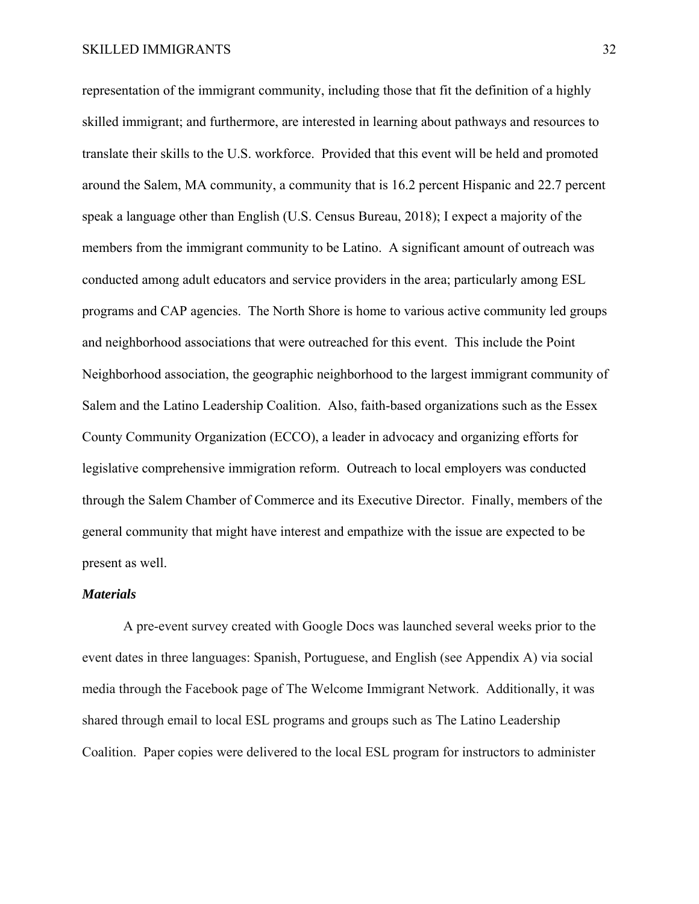representation of the immigrant community, including those that fit the definition of a highly skilled immigrant; and furthermore, are interested in learning about pathways and resources to translate their skills to the U.S. workforce. Provided that this event will be held and promoted around the Salem, MA community, a community that is 16.2 percent Hispanic and 22.7 percent speak a language other than English (U.S. Census Bureau, 2018); I expect a majority of the members from the immigrant community to be Latino. A significant amount of outreach was conducted among adult educators and service providers in the area; particularly among ESL programs and CAP agencies. The North Shore is home to various active community led groups and neighborhood associations that were outreached for this event. This include the Point Neighborhood association, the geographic neighborhood to the largest immigrant community of Salem and the Latino Leadership Coalition. Also, faith-based organizations such as the Essex County Community Organization (ECCO), a leader in advocacy and organizing efforts for legislative comprehensive immigration reform. Outreach to local employers was conducted through the Salem Chamber of Commerce and its Executive Director. Finally, members of the general community that might have interest and empathize with the issue are expected to be present as well.

***Materials***

A pre-event survey created with Google Docs was launched several weeks prior to the event dates in three languages: Spanish, Portuguese, and English (see Appendix A) via social media through the Facebook page of The Welcome Immigrant Network. Additionally, it was shared through email to local ESL programs and groups such as The Latino Leadership Coalition. Paper copies were delivered to the local ESL program for instructors to administer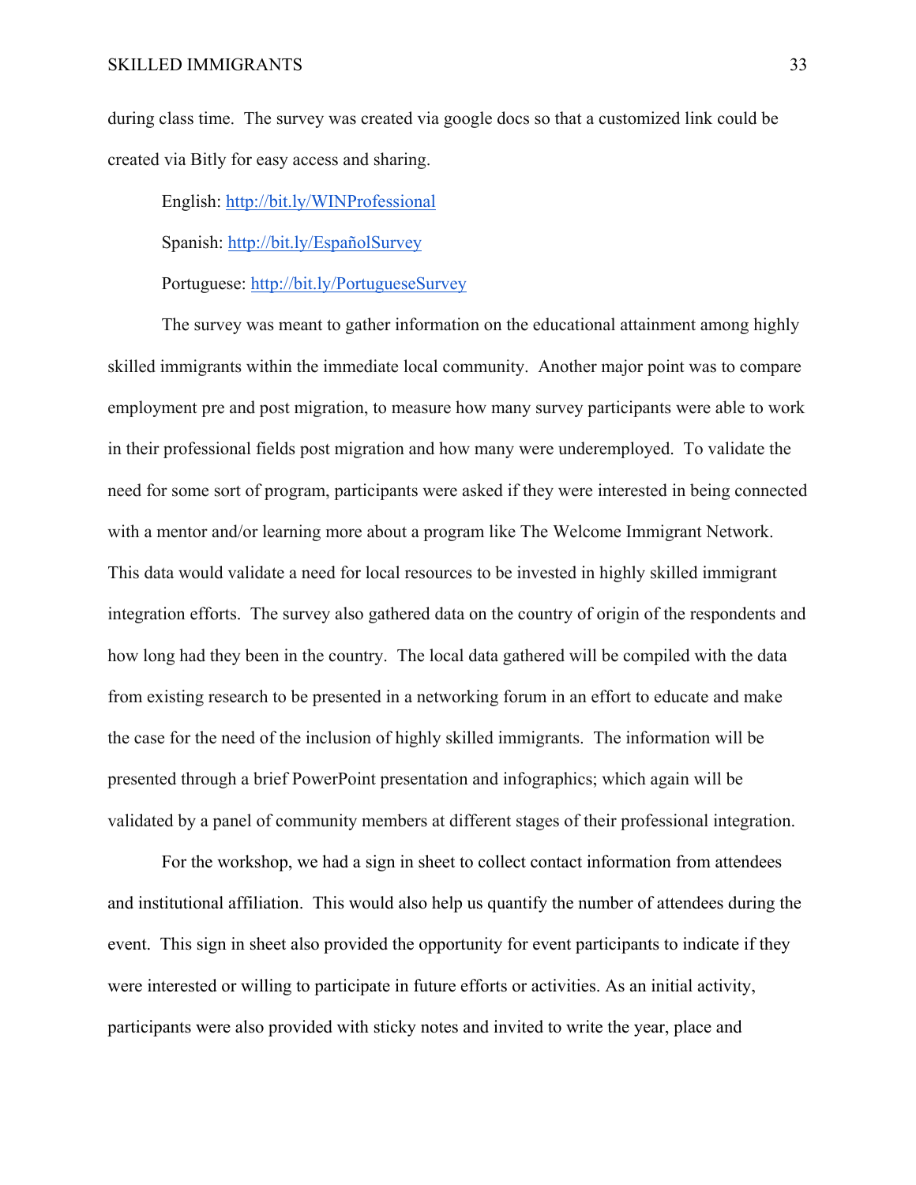during class time. The survey was created via google docs so that a customized link could be created via Bitly for easy access and sharing.

English: http://bit.ly/WINProfessional

Spanish: http://bit.ly/EspañolSurvey

Portuguese: http://bit.ly/PortugueseSurvey

The survey was meant to gather information on the educational attainment among highly skilled immigrants within the immediate local community. Another major point was to compare employment pre and post migration, to measure how many survey participants were able to work in their professional fields post migration and how many were underemployed. To validate the need for some sort of program, participants were asked if they were interested in being connected with a mentor and/or learning more about a program like The Welcome Immigrant Network. This data would validate a need for local resources to be invested in highly skilled immigrant integration efforts. The survey also gathered data on the country of origin of the respondents and how long had they been in the country. The local data gathered will be compiled with the data from existing research to be presented in a networking forum in an effort to educate and make the case for the need of the inclusion of highly skilled immigrants. The information will be presented through a brief PowerPoint presentation and infographics; which again will be validated by a panel of community members at different stages of their professional integration.

For the workshop, we had a sign in sheet to collect contact information from attendees and institutional affiliation. This would also help us quantify the number of attendees during the event. This sign in sheet also provided the opportunity for event participants to indicate if they were interested or willing to participate in future efforts or activities. As an initial activity, participants were also provided with sticky notes and invited to write the year, place and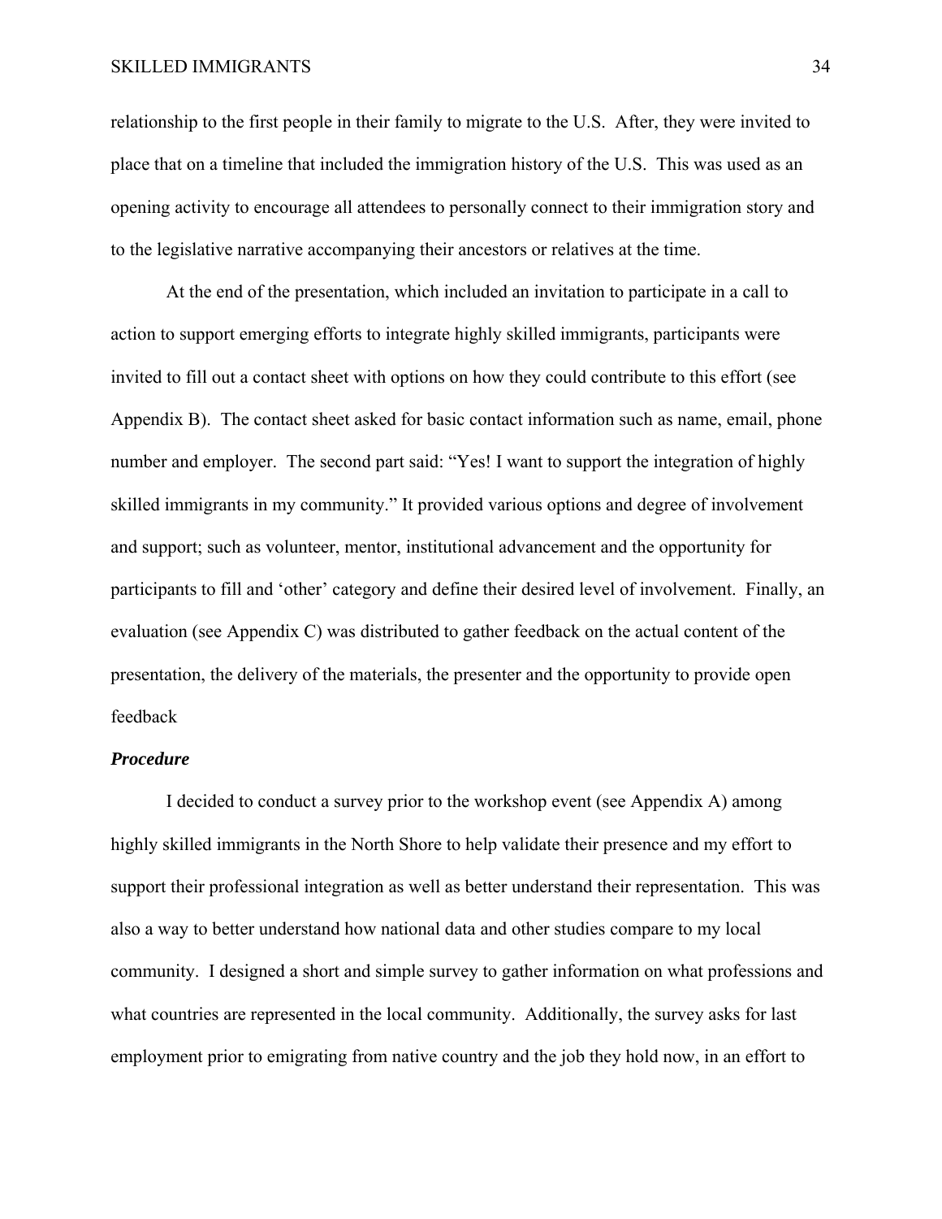relationship to the first people in their family to migrate to the U.S. After, they were invited to place that on a timeline that included the immigration history of the U.S. This was used as an opening activity to encourage all attendees to personally connect to their immigration story and to the legislative narrative accompanying their ancestors or relatives at the time.

At the end of the presentation, which included an invitation to participate in a call to action to support emerging efforts to integrate highly skilled immigrants, participants were invited to fill out a contact sheet with options on how they could contribute to this effort (see Appendix B). The contact sheet asked for basic contact information such as name, email, phone number and employer. The second part said: "Yes! I want to support the integration of highly skilled immigrants in my community." It provided various options and degree of involvement and support; such as volunteer, mentor, institutional advancement and the opportunity for participants to fill and 'other' category and define their desired level of involvement. Finally, an evaluation (see Appendix C) was distributed to gather feedback on the actual content of the presentation, the delivery of the materials, the presenter and the opportunity to provide open feedback

***Procedure***

I decided to conduct a survey prior to the workshop event (see Appendix A) among highly skilled immigrants in the North Shore to help validate their presence and my effort to support their professional integration as well as better understand their representation. This was also a way to better understand how national data and other studies compare to my local community. I designed a short and simple survey to gather information on what professions and what countries are represented in the local community. Additionally, the survey asks for last employment prior to emigrating from native country and the job they hold now, in an effort to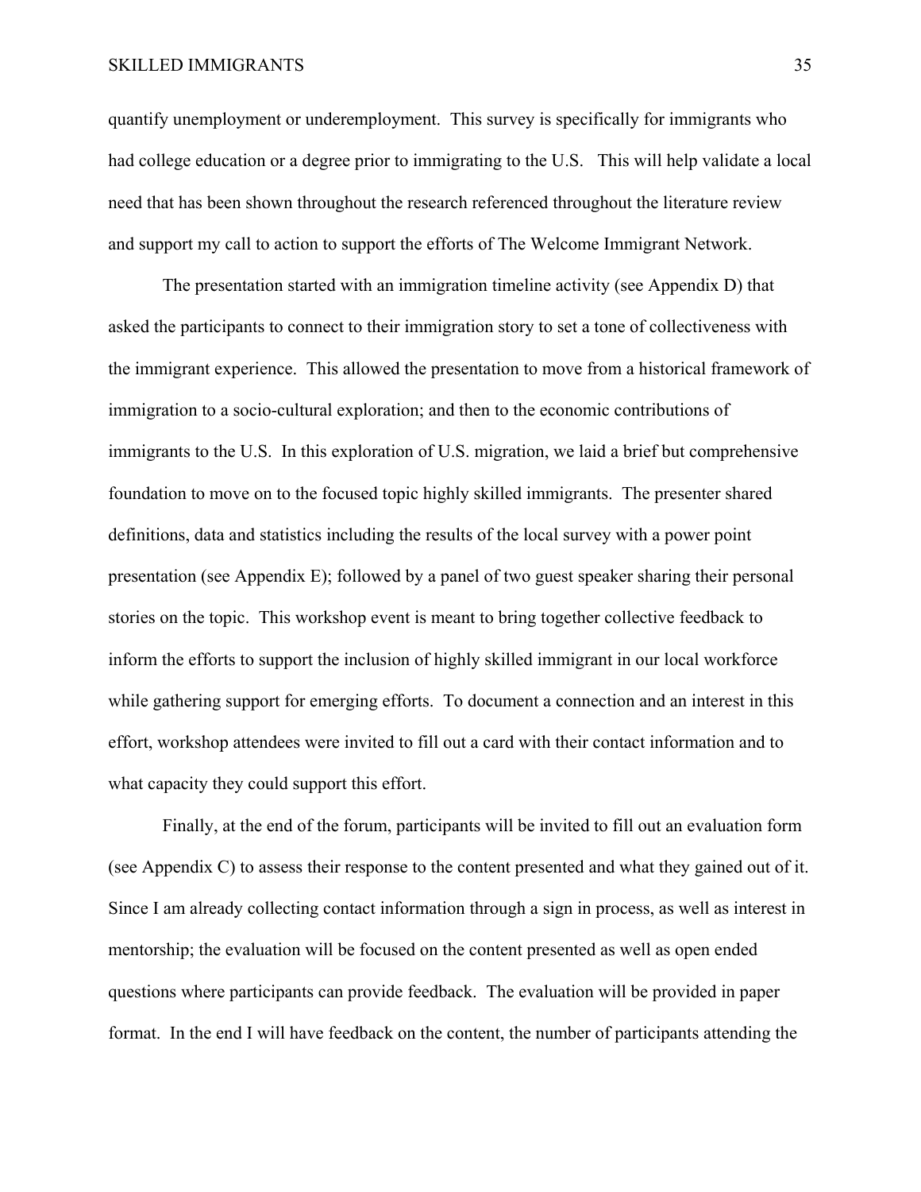quantify unemployment or underemployment. This survey is specifically for immigrants who had college education or a degree prior to immigrating to the U.S. This will help validate a local need that has been shown throughout the research referenced throughout the literature review and support my call to action to support the efforts of The Welcome Immigrant Network.

The presentation started with an immigration timeline activity (see Appendix D) that asked the participants to connect to their immigration story to set a tone of collectiveness with the immigrant experience. This allowed the presentation to move from a historical framework of immigration to a socio-cultural exploration; and then to the economic contributions of immigrants to the U.S. In this exploration of U.S. migration, we laid a brief but comprehensive foundation to move on to the focused topic highly skilled immigrants. The presenter shared definitions, data and statistics including the results of the local survey with a power point presentation (see Appendix E); followed by a panel of two guest speaker sharing their personal stories on the topic. This workshop event is meant to bring together collective feedback to inform the efforts to support the inclusion of highly skilled immigrant in our local workforce while gathering support for emerging efforts. To document a connection and an interest in this effort, workshop attendees were invited to fill out a card with their contact information and to what capacity they could support this effort.

Finally, at the end of the forum, participants will be invited to fill out an evaluation form (see Appendix C) to assess their response to the content presented and what they gained out of it. Since I am already collecting contact information through a sign in process, as well as interest in mentorship; the evaluation will be focused on the content presented as well as open ended questions where participants can provide feedback. The evaluation will be provided in paper format. In the end I will have feedback on the content, the number of participants attending the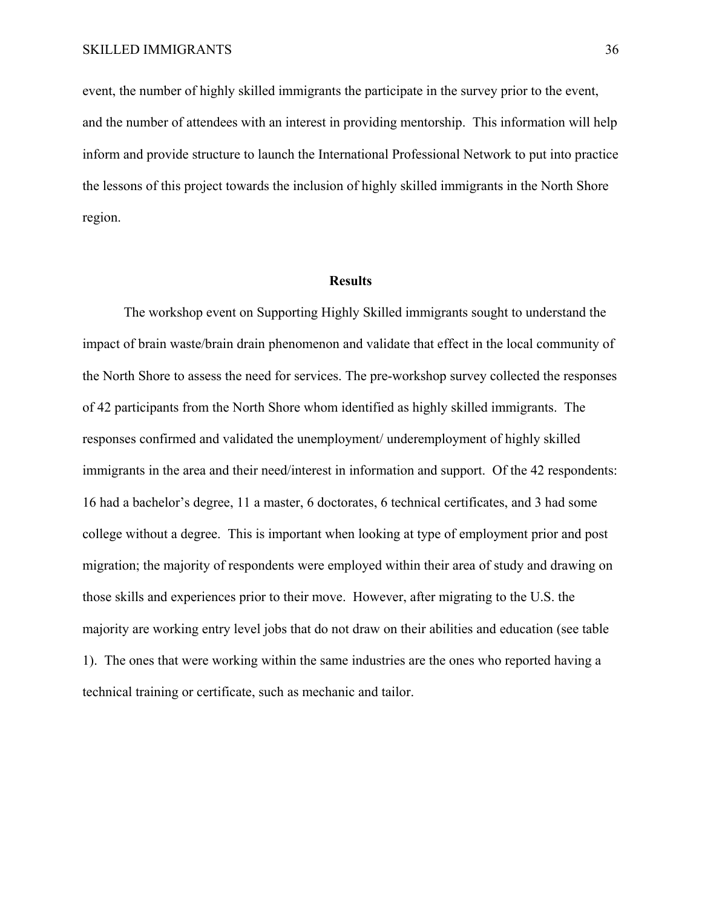event, the number of highly skilled immigrants the participate in the survey prior to the event, and the number of attendees with an interest in providing mentorship. This information will help inform and provide structure to launch the International Professional Network to put into practice the lessons of this project towards the inclusion of highly skilled immigrants in the North Shore region.

## Results

The workshop event on Supporting Highly Skilled immigrants sought to understand the impact of brain waste/brain drain phenomenon and validate that effect in the local community of the North Shore to assess the need for services. The pre-workshop survey collected the responses of 42 participants from the North Shore whom identified as highly skilled immigrants. The responses confirmed and validated the unemployment/ underemployment of highly skilled immigrants in the area and their need/interest in information and support. Of the 42 respondents: 16 had a bachelor's degree, 11 a master, 6 doctorates, 6 technical certificates, and 3 had some college without a degree. This is important when looking at type of employment prior and post migration; the majority of respondents were employed within their area of study and drawing on those skills and experiences prior to their move. However, after migrating to the U.S. the majority are working entry level jobs that do not draw on their abilities and education (see table 1). The ones that were working within the same industries are the ones who reported having a technical training or certificate, such as mechanic and tailor.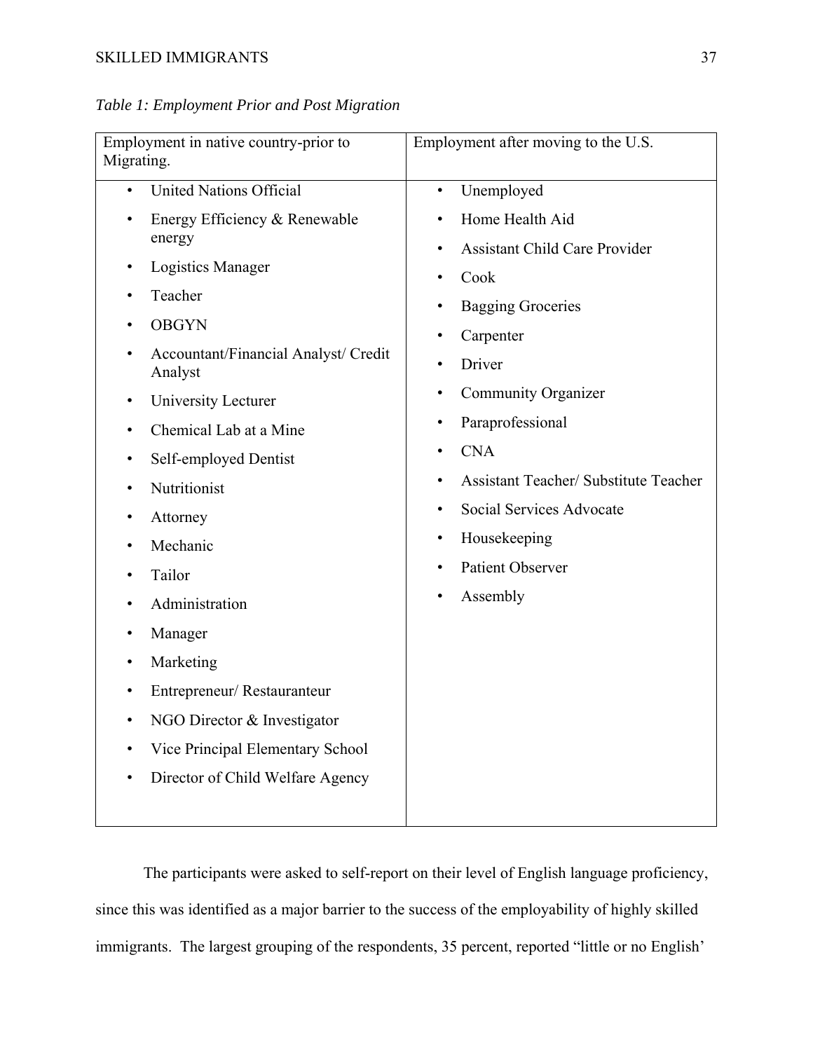*Table 1: Employment Prior and Post Migration*

| Employment in native country-prior to Migrating. | Employment after moving to the U.S. |
|---|---|
| • United Nations Official<br>• Energy Efficiency & Renewable energy<br>• Logistics Manager<br>• Teacher<br>• OBGYN<br>• Accountant/Financial Analyst/ Credit Analyst<br>• University Lecturer<br>• Chemical Lab at a Mine<br>• Self-employed Dentist<br>• Nutritionist<br>• Attorney<br>• Mechanic<br>• Tailor<br>• Administration<br>• Manager<br>• Marketing<br>• Entrepreneur/ Restauranteur<br>• NGO Director & Investigator<br>• Vice Principal Elementary School<br>• Director of Child Welfare Agency | • Unemployed<br>• Home Health Aid<br>• Assistant Child Care Provider<br>• Cook<br>• Bagging Groceries<br>• Carpenter<br>• Driver<br>• Community Organizer<br>• Paraprofessional<br>• CNA<br>• Assistant Teacher/ Substitute Teacher<br>• Social Services Advocate<br>• Housekeeping<br>• Patient Observer<br>• Assembly |

The participants were asked to self-report on their level of English language proficiency, since this was identified as a major barrier to the success of the employability of highly skilled immigrants. The largest grouping of the respondents, 35 percent, reported "little or no English'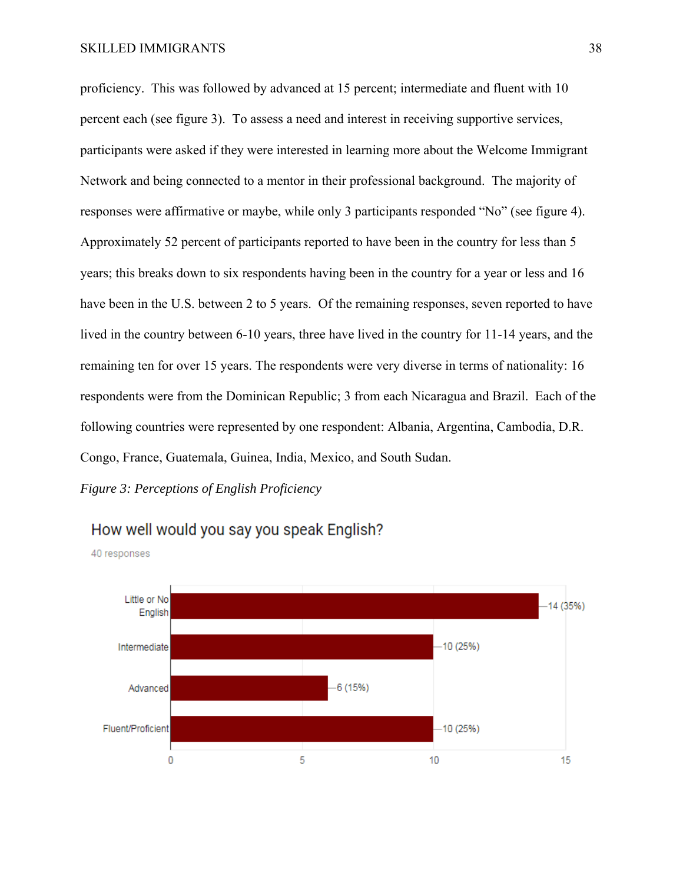proficiency. This was followed by advanced at 15 percent; intermediate and fluent with 10 percent each (see figure 3). To assess a need and interest in receiving supportive services, participants were asked if they were interested in learning more about the Welcome Immigrant Network and being connected to a mentor in their professional background. The majority of responses were affirmative or maybe, while only 3 participants responded "No" (see figure 4). Approximately 52 percent of participants reported to have been in the country for less than 5 years; this breaks down to six respondents having been in the country for a year or less and 16 have been in the U.S. between 2 to 5 years. Of the remaining responses, seven reported to have lived in the country between 6-10 years, three have lived in the country for 11-14 years, and the remaining ten for over 15 years. The respondents were very diverse in terms of nationality: 16 respondents were from the Dominican Republic; 3 from each Nicaragua and Brazil. Each of the following countries were represented by one respondent: Albania, Argentina, Cambodia, D.R. Congo, France, Guatemala, Guinea, India, Mexico, and South Sudan.

*Figure 3: Perceptions of English Proficiency*

How well would you say you speak English?

40 responses

| Response | Count (%) |
|---|---|
| Little or No English | 14 (35%) |
| Intermediate | 10 (25%) |
| Advanced | 6 (15%) |
| Fluent/Proficient | 10 (25%) |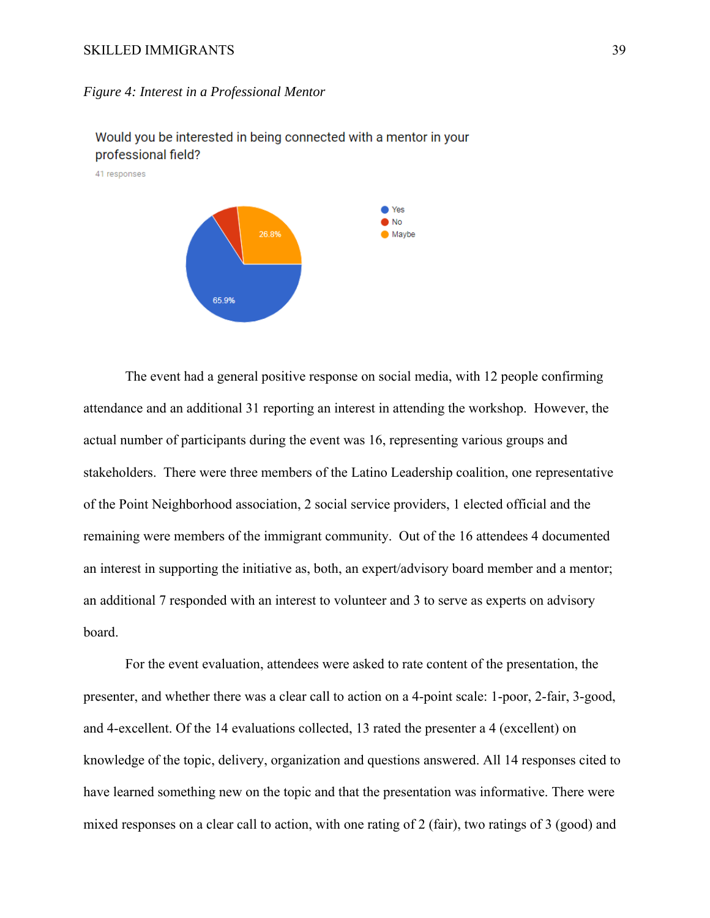*Figure 4: Interest in a Professional Mentor*

Would you be interested in being connected with a mentor in your professional field?

41 responses

- Yes: 65.9%
- No
- Maybe: 26.8%

The event had a general positive response on social media, with 12 people confirming attendance and an additional 31 reporting an interest in attending the workshop. However, the actual number of participants during the event was 16, representing various groups and stakeholders. There were three members of the Latino Leadership coalition, one representative of the Point Neighborhood association, 2 social service providers, 1 elected official and the remaining were members of the immigrant community. Out of the 16 attendees 4 documented an interest in supporting the initiative as, both, an expert/advisory board member and a mentor; an additional 7 responded with an interest to volunteer and 3 to serve as experts on advisory board.

For the event evaluation, attendees were asked to rate content of the presentation, the presenter, and whether there was a clear call to action on a 4-point scale: 1-poor, 2-fair, 3-good, and 4-excellent. Of the 14 evaluations collected, 13 rated the presenter a 4 (excellent) on knowledge of the topic, delivery, organization and questions answered. All 14 responses cited to have learned something new on the topic and that the presentation was informative. There were mixed responses on a clear call to action, with one rating of 2 (fair), two ratings of 3 (good) and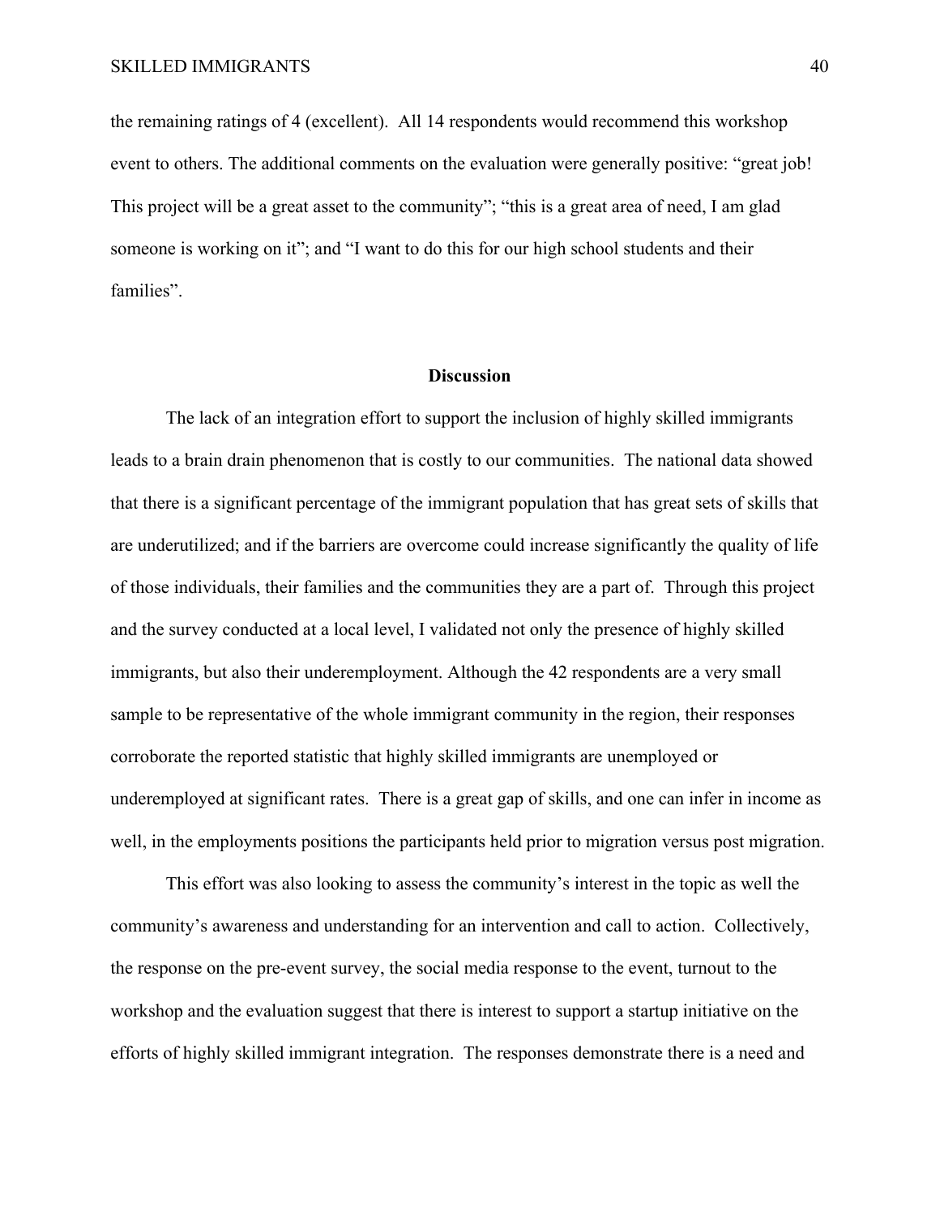the remaining ratings of 4 (excellent). All 14 respondents would recommend this workshop event to others. The additional comments on the evaluation were generally positive: "great job! This project will be a great asset to the community"; "this is a great area of need, I am glad someone is working on it"; and "I want to do this for our high school students and their families".

## Discussion

The lack of an integration effort to support the inclusion of highly skilled immigrants leads to a brain drain phenomenon that is costly to our communities. The national data showed that there is a significant percentage of the immigrant population that has great sets of skills that are underutilized; and if the barriers are overcome could increase significantly the quality of life of those individuals, their families and the communities they are a part of. Through this project and the survey conducted at a local level, I validated not only the presence of highly skilled immigrants, but also their underemployment. Although the 42 respondents are a very small sample to be representative of the whole immigrant community in the region, their responses corroborate the reported statistic that highly skilled immigrants are unemployed or underemployed at significant rates. There is a great gap of skills, and one can infer in income as well, in the employments positions the participants held prior to migration versus post migration.

This effort was also looking to assess the community's interest in the topic as well the community's awareness and understanding for an intervention and call to action. Collectively, the response on the pre-event survey, the social media response to the event, turnout to the workshop and the evaluation suggest that there is interest to support a startup initiative on the efforts of highly skilled immigrant integration. The responses demonstrate there is a need and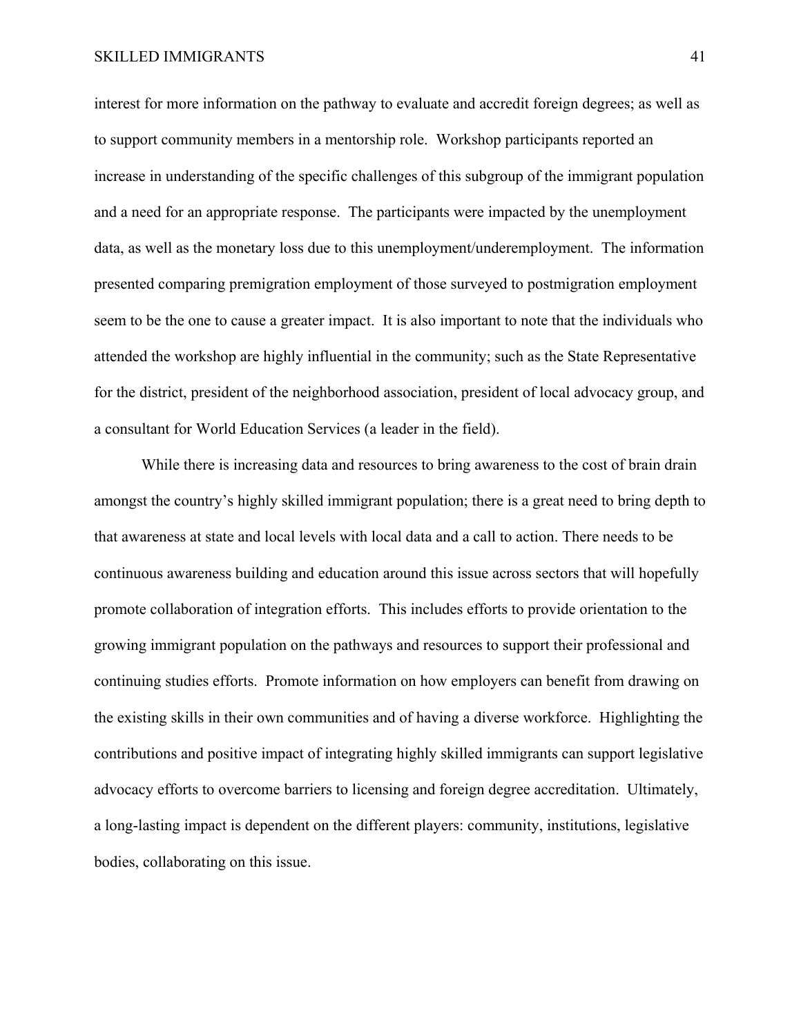interest for more information on the pathway to evaluate and accredit foreign degrees; as well as to support community members in a mentorship role. Workshop participants reported an increase in understanding of the specific challenges of this subgroup of the immigrant population and a need for an appropriate response. The participants were impacted by the unemployment data, as well as the monetary loss due to this unemployment/underemployment. The information presented comparing premigration employment of those surveyed to postmigration employment seem to be the one to cause a greater impact. It is also important to note that the individuals who attended the workshop are highly influential in the community; such as the State Representative for the district, president of the neighborhood association, president of local advocacy group, and a consultant for World Education Services (a leader in the field).

While there is increasing data and resources to bring awareness to the cost of brain drain amongst the country's highly skilled immigrant population; there is a great need to bring depth to that awareness at state and local levels with local data and a call to action. There needs to be continuous awareness building and education around this issue across sectors that will hopefully promote collaboration of integration efforts. This includes efforts to provide orientation to the growing immigrant population on the pathways and resources to support their professional and continuing studies efforts. Promote information on how employers can benefit from drawing on the existing skills in their own communities and of having a diverse workforce. Highlighting the contributions and positive impact of integrating highly skilled immigrants can support legislative advocacy efforts to overcome barriers to licensing and foreign degree accreditation. Ultimately, a long-lasting impact is dependent on the different players: community, institutions, legislative bodies, collaborating on this issue.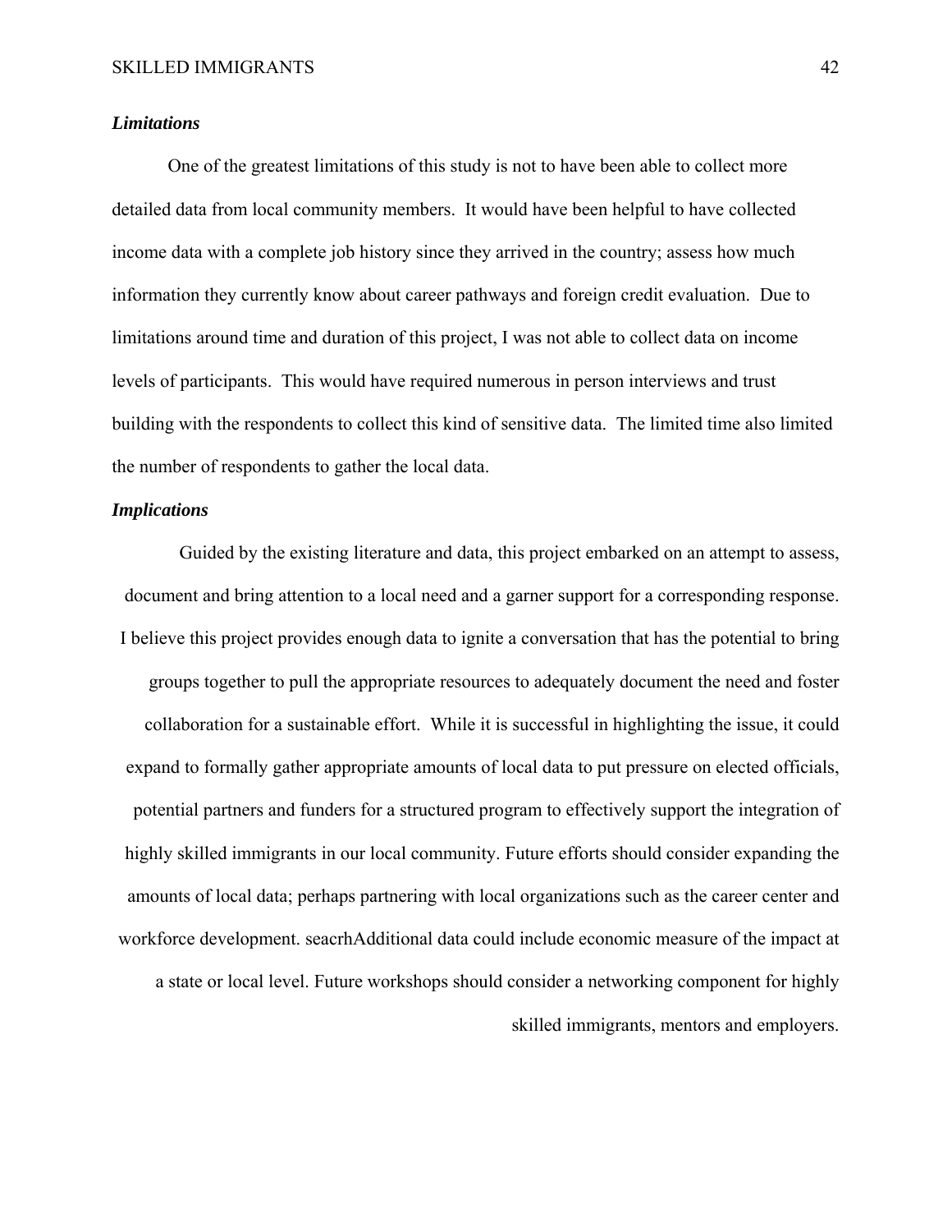### *Limitations*

One of the greatest limitations of this study is not to have been able to collect more detailed data from local community members. It would have been helpful to have collected income data with a complete job history since they arrived in the country; assess how much information they currently know about career pathways and foreign credit evaluation. Due to limitations around time and duration of this project, I was not able to collect data on income levels of participants. This would have required numerous in person interviews and trust building with the respondents to collect this kind of sensitive data. The limited time also limited the number of respondents to gather the local data.

### *Implications*

Guided by the existing literature and data, this project embarked on an attempt to assess, document and bring attention to a local need and a garner support for a corresponding response. I believe this project provides enough data to ignite a conversation that has the potential to bring groups together to pull the appropriate resources to adequately document the need and foster collaboration for a sustainable effort. While it is successful in highlighting the issue, it could expand to formally gather appropriate amounts of local data to put pressure on elected officials, potential partners and funders for a structured program to effectively support the integration of highly skilled immigrants in our local community. Future efforts should consider expanding the amounts of local data; perhaps partnering with local organizations such as the career center and workforce development. seacrhAdditional data could include economic measure of the impact at a state or local level. Future workshops should consider a networking component for highly skilled immigrants, mentors and employers.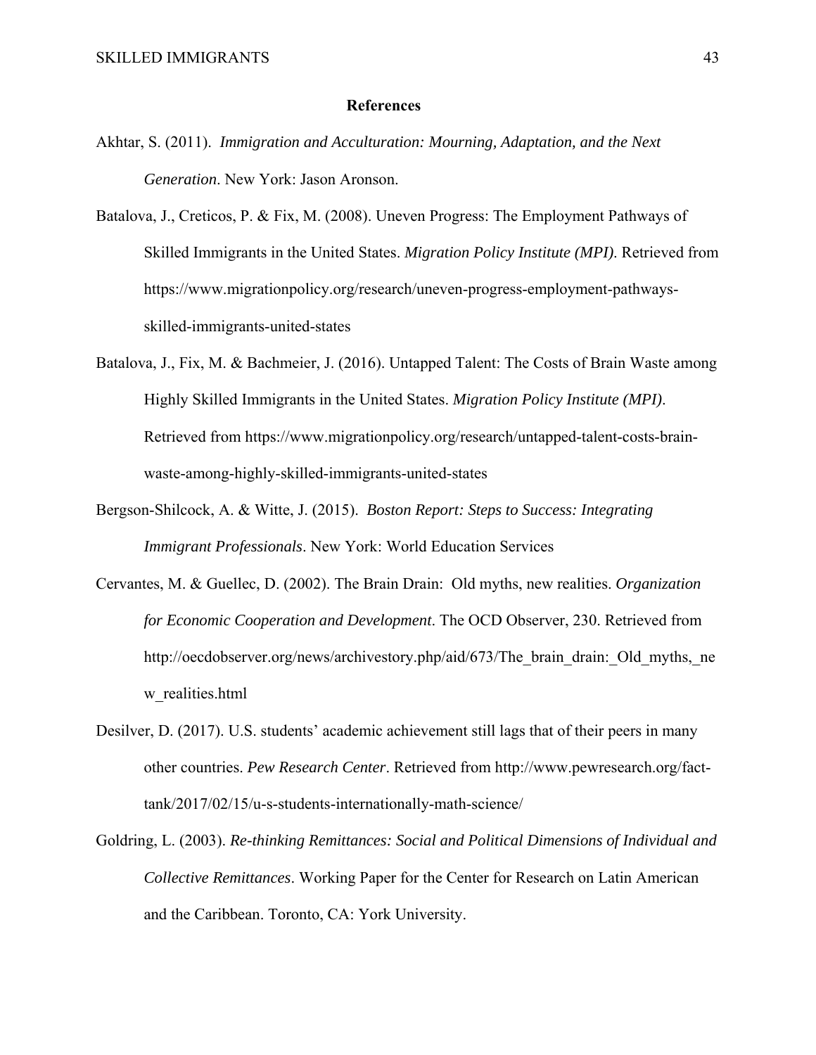# References

Akhtar, S. (2011). *Immigration and Acculturation: Mourning, Adaptation, and the Next Generation*. New York: Jason Aronson.

Batalova, J., Creticos, P. & Fix, M. (2008). Uneven Progress: The Employment Pathways of Skilled Immigrants in the United States. *Migration Policy Institute (MPI)*. Retrieved from https://www.migrationpolicy.org/research/uneven-progress-employment-pathways-skilled-immigrants-united-states

Batalova, J., Fix, M. & Bachmeier, J. (2016). Untapped Talent: The Costs of Brain Waste among Highly Skilled Immigrants in the United States. *Migration Policy Institute (MPI)*. Retrieved from https://www.migrationpolicy.org/research/untapped-talent-costs-brain-waste-among-highly-skilled-immigrants-united-states

Bergson-Shilcock, A. & Witte, J. (2015). *Boston Report: Steps to Success: Integrating Immigrant Professionals*. New York: World Education Services

Cervantes, M. & Guellec, D. (2002). The Brain Drain: Old myths, new realities. *Organization for Economic Cooperation and Development*. The OCD Observer, 230. Retrieved from http://oecdobserver.org/news/archivestory.php/aid/673/The_brain_drain:_Old_myths,_new_realities.html

Desilver, D. (2017). U.S. students' academic achievement still lags that of their peers in many other countries. *Pew Research Center*. Retrieved from http://www.pewresearch.org/fact-tank/2017/02/15/u-s-students-internationally-math-science/

Goldring, L. (2003). *Re-thinking Remittances: Social and Political Dimensions of Individual and Collective Remittances*. Working Paper for the Center for Research on Latin American and the Caribbean. Toronto, CA: York University.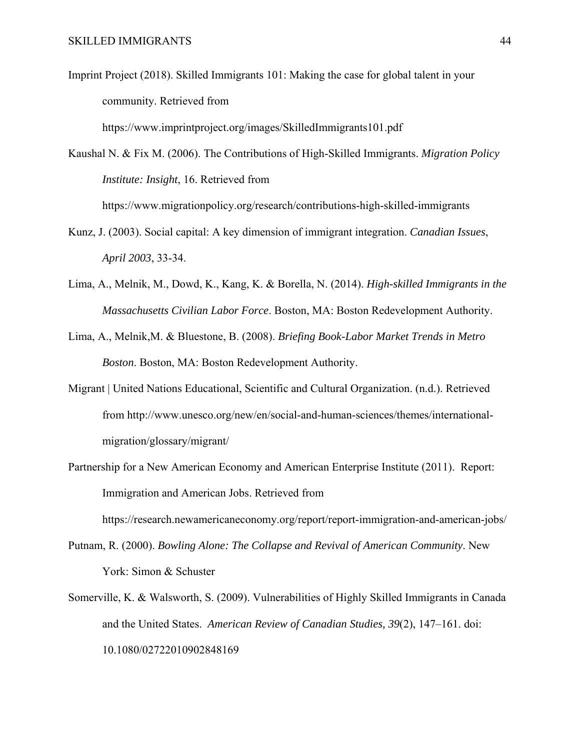Imprint Project (2018). Skilled Immigrants 101: Making the case for global talent in your community. Retrieved from https://www.imprintproject.org/images/SkilledImmigrants101.pdf

Kaushal N. & Fix M. (2006). The Contributions of High-Skilled Immigrants. *Migration Policy Institute: Insight*, 16. Retrieved from https://www.migrationpolicy.org/research/contributions-high-skilled-immigrants

Kunz, J. (2003). Social capital: A key dimension of immigrant integration. *Canadian Issues*, *April 2003*, 33-34.

Lima, A., Melnik, M., Dowd, K., Kang, K. & Borella, N. (2014). *High-skilled Immigrants in the Massachusetts Civilian Labor Force*. Boston, MA: Boston Redevelopment Authority.

Lima, A., Melnik,M. & Bluestone, B. (2008). *Briefing Book-Labor Market Trends in Metro Boston*. Boston, MA: Boston Redevelopment Authority.

Migrant | United Nations Educational, Scientific and Cultural Organization. (n.d.). Retrieved from http://www.unesco.org/new/en/social-and-human-sciences/themes/international-migration/glossary/migrant/

Partnership for a New American Economy and American Enterprise Institute (2011). Report: Immigration and American Jobs. Retrieved from https://research.newamericaneconomy.org/report/report-immigration-and-american-jobs/

Putnam, R. (2000). *Bowling Alone: The Collapse and Revival of American Community*. New York: Simon & Schuster

Somerville, K. & Walsworth, S. (2009). Vulnerabilities of Highly Skilled Immigrants in Canada and the United States. *American Review of Canadian Studies, 39*(2), 147–161. doi: 10.1080/02722010902848169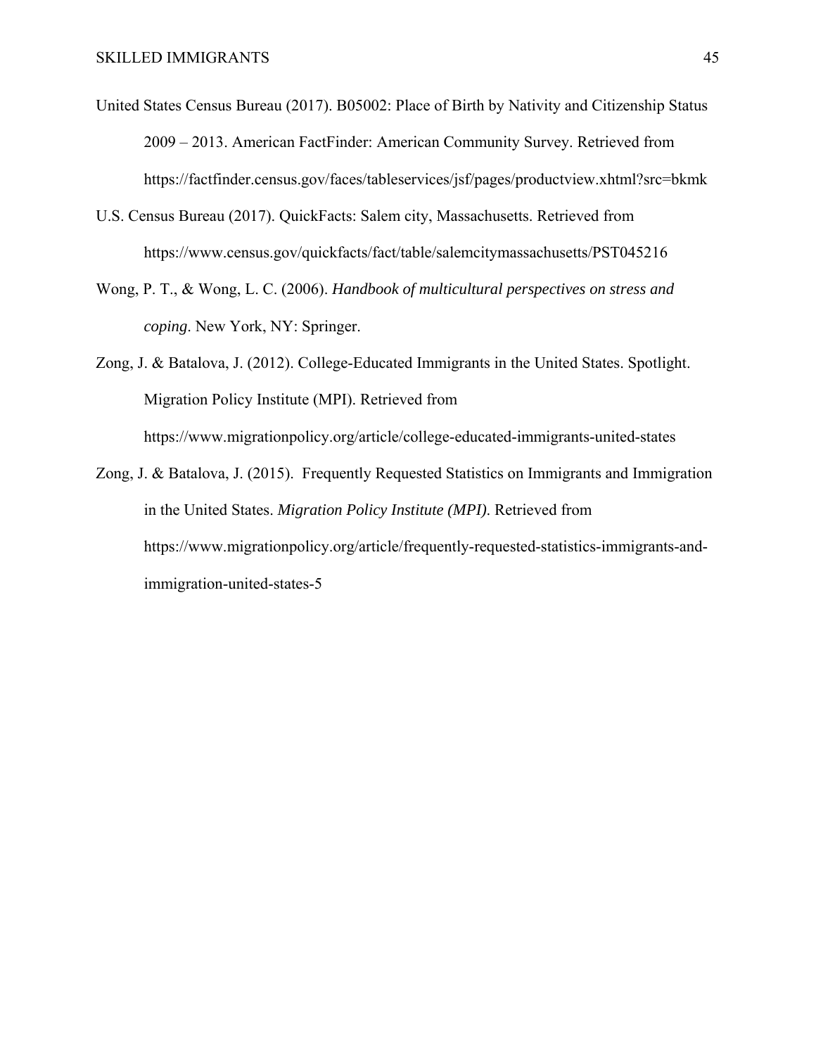United States Census Bureau (2017). B05002: Place of Birth by Nativity and Citizenship Status 2009 – 2013. American FactFinder: American Community Survey. Retrieved from https://factfinder.census.gov/faces/tableservices/jsf/pages/productview.xhtml?src=bkmk

U.S. Census Bureau (2017). QuickFacts: Salem city, Massachusetts. Retrieved from https://www.census.gov/quickfacts/fact/table/salemcitymassachusetts/PST045216

Wong, P. T., & Wong, L. C. (2006). *Handbook of multicultural perspectives on stress and coping*. New York, NY: Springer.

Zong, J. & Batalova, J. (2012). College-Educated Immigrants in the United States. Spotlight. Migration Policy Institute (MPI). Retrieved from https://www.migrationpolicy.org/article/college-educated-immigrants-united-states

Zong, J. & Batalova, J. (2015). Frequently Requested Statistics on Immigrants and Immigration in the United States. *Migration Policy Institute (MPI)*. Retrieved from https://www.migrationpolicy.org/article/frequently-requested-statistics-immigrants-and-immigration-united-states-5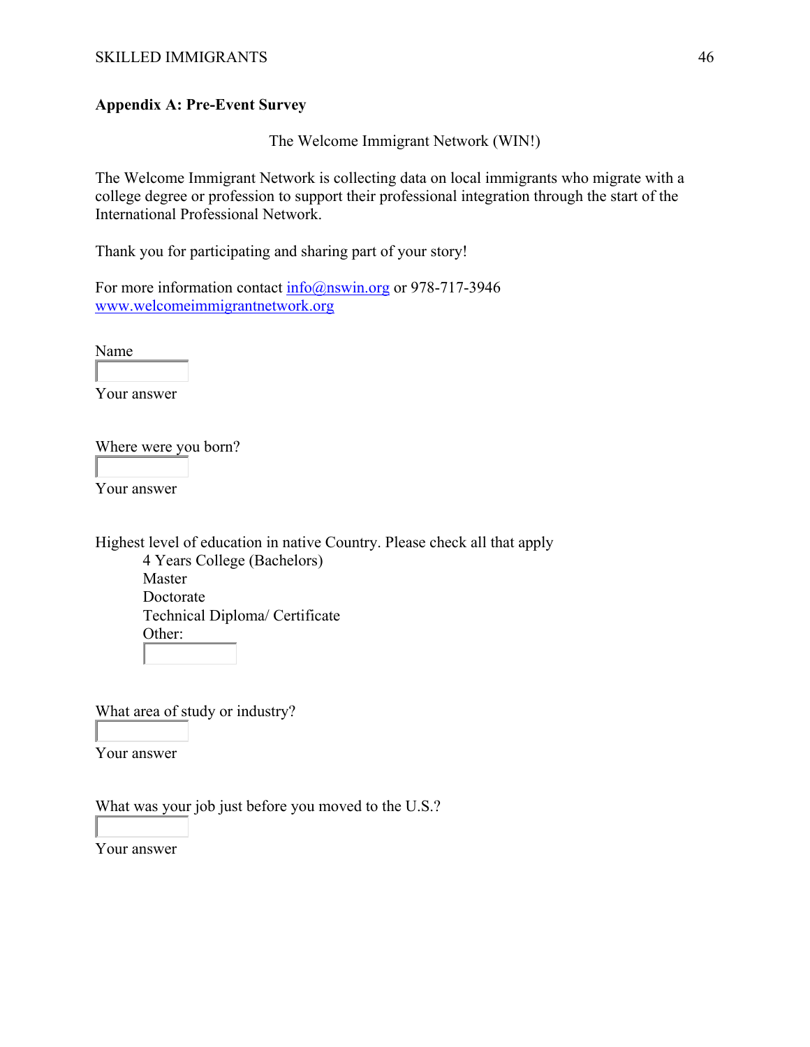**Appendix A: Pre-Event Survey**

The Welcome Immigrant Network (WIN!)

The Welcome Immigrant Network is collecting data on local immigrants who migrate with a college degree or profession to support their professional integration through the start of the International Professional Network.

Thank you for participating and sharing part of your story!

For more information contact info@nswin.org or 978-717-3946
www.welcomeimmigrantnetwork.org

Name

Your answer

Where were you born?

Your answer

Highest level of education in native Country. Please check all that apply

- 4 Years College (Bachelors)
- Master
- Doctorate
- Technical Diploma/ Certificate
- Other:

What area of study or industry?

Your answer

What was your job just before you moved to the U.S.?

Your answer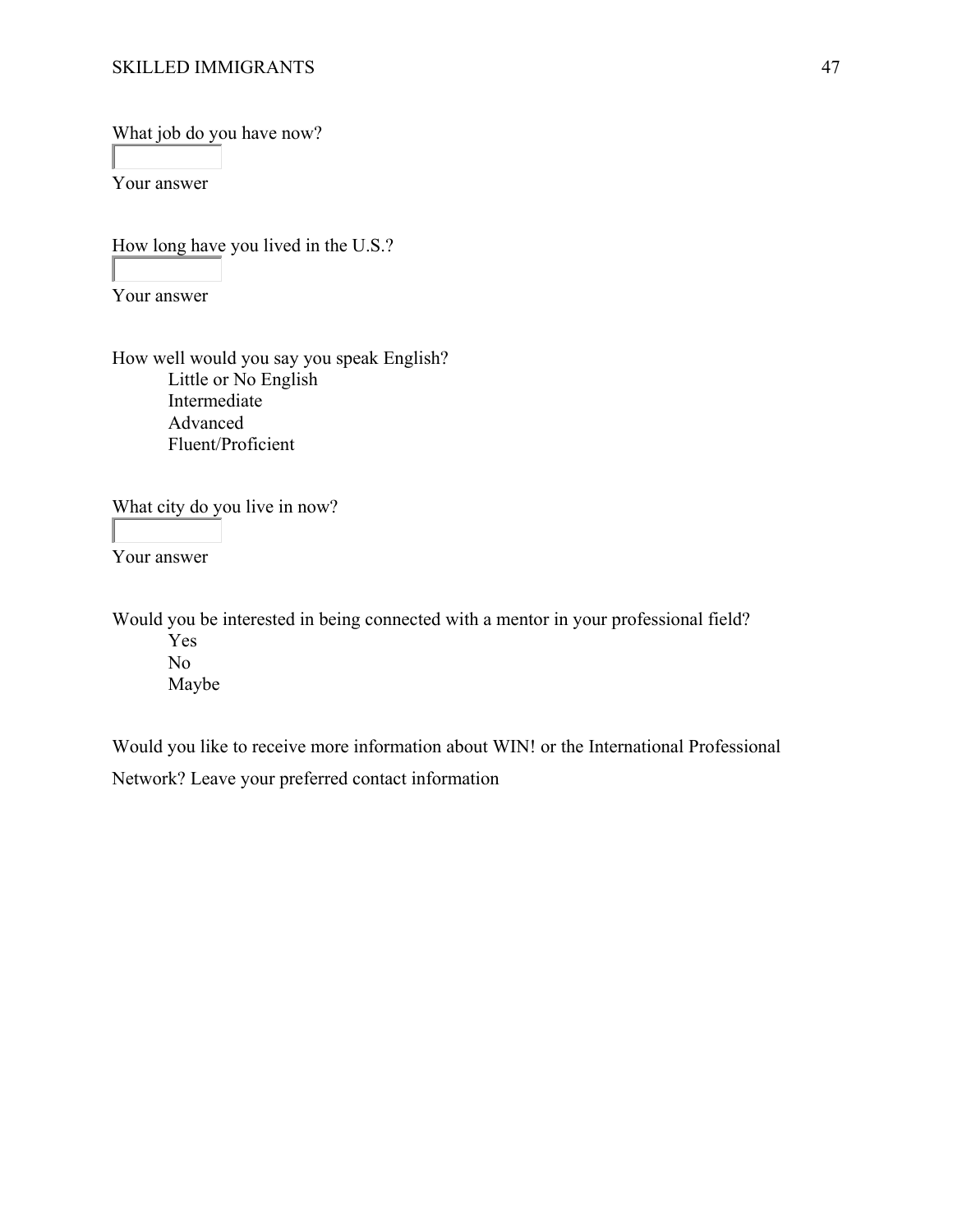What job do you have now?

Your answer

How long have you lived in the U.S.?

Your answer

How well would you say you speak English?

- Little or No English
- Intermediate
- Advanced
- Fluent/Proficient

What city do you live in now?

Your answer

Would you be interested in being connected with a mentor in your professional field?

- Yes
- No
- Maybe

Would you like to receive more information about WIN! or the International Professional Network? Leave your preferred contact information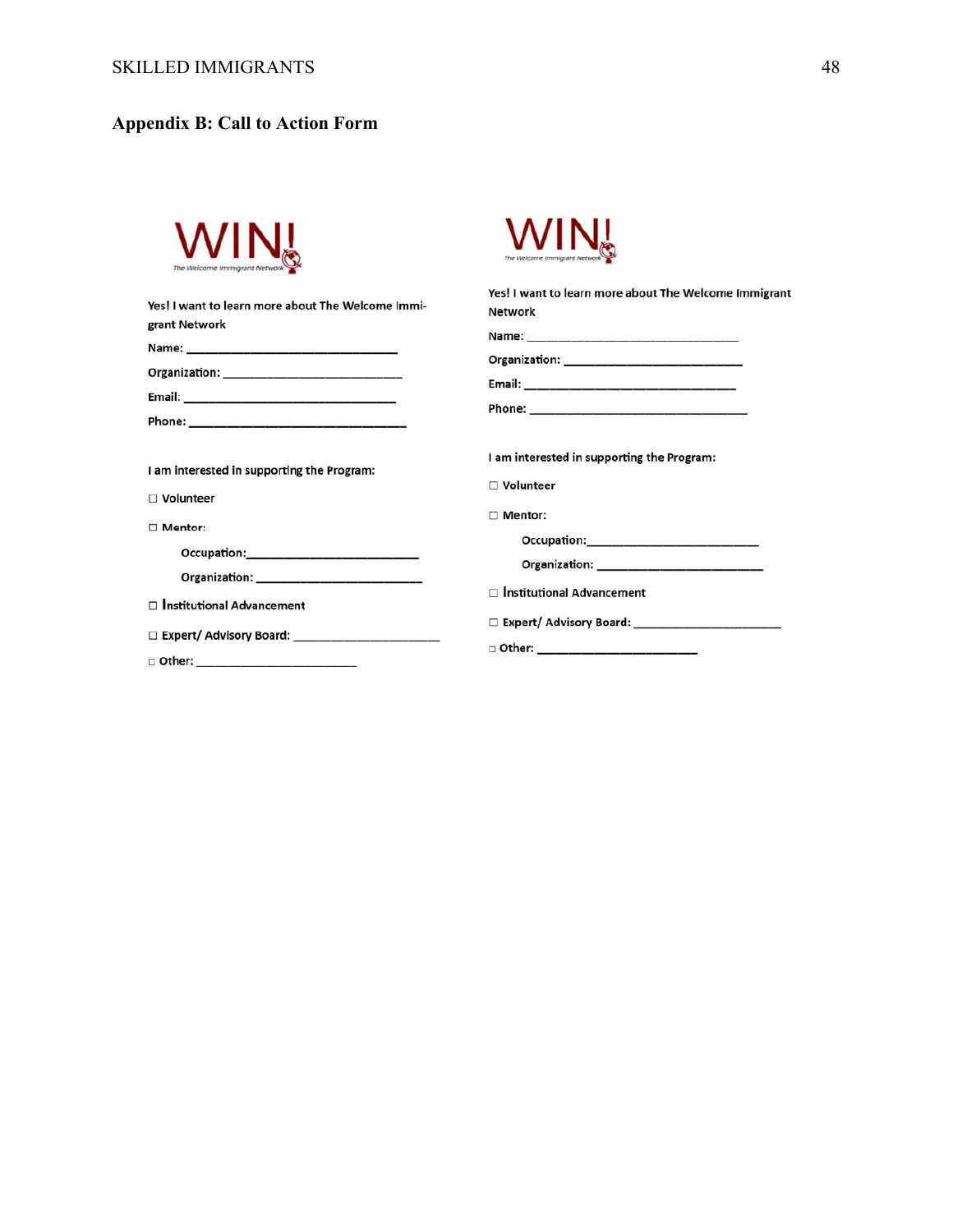## Appendix B: Call to Action Form

WIN!
The Welcome Immigrant Network

Yes! I want to learn more about The Welcome Immigrant Network

Name: ______________________________

Organization: ______________________________

Email: ______________________________

Phone: ______________________________

I am interested in supporting the Program:

☐ Volunteer

☐ Mentor:

Occupation: ______________________________

Organization: ______________________________

☐ Institutional Advancement

☐ Expert/ Advisory Board: ______________________

☐ Other: ______________________

WIN!
The Welcome Immigrant Network

Yes! I want to learn more about The Welcome Immigrant Network

Name: ______________________________

Organization: ______________________________

Email: ______________________________

Phone: ______________________________

I am interested in supporting the Program:

☐ Volunteer

☐ Mentor:

Occupation: ______________________________

Organization: ______________________________

☐ Institutional Advancement

☐ Expert/ Advisory Board: ______________________

☐ Other: ______________________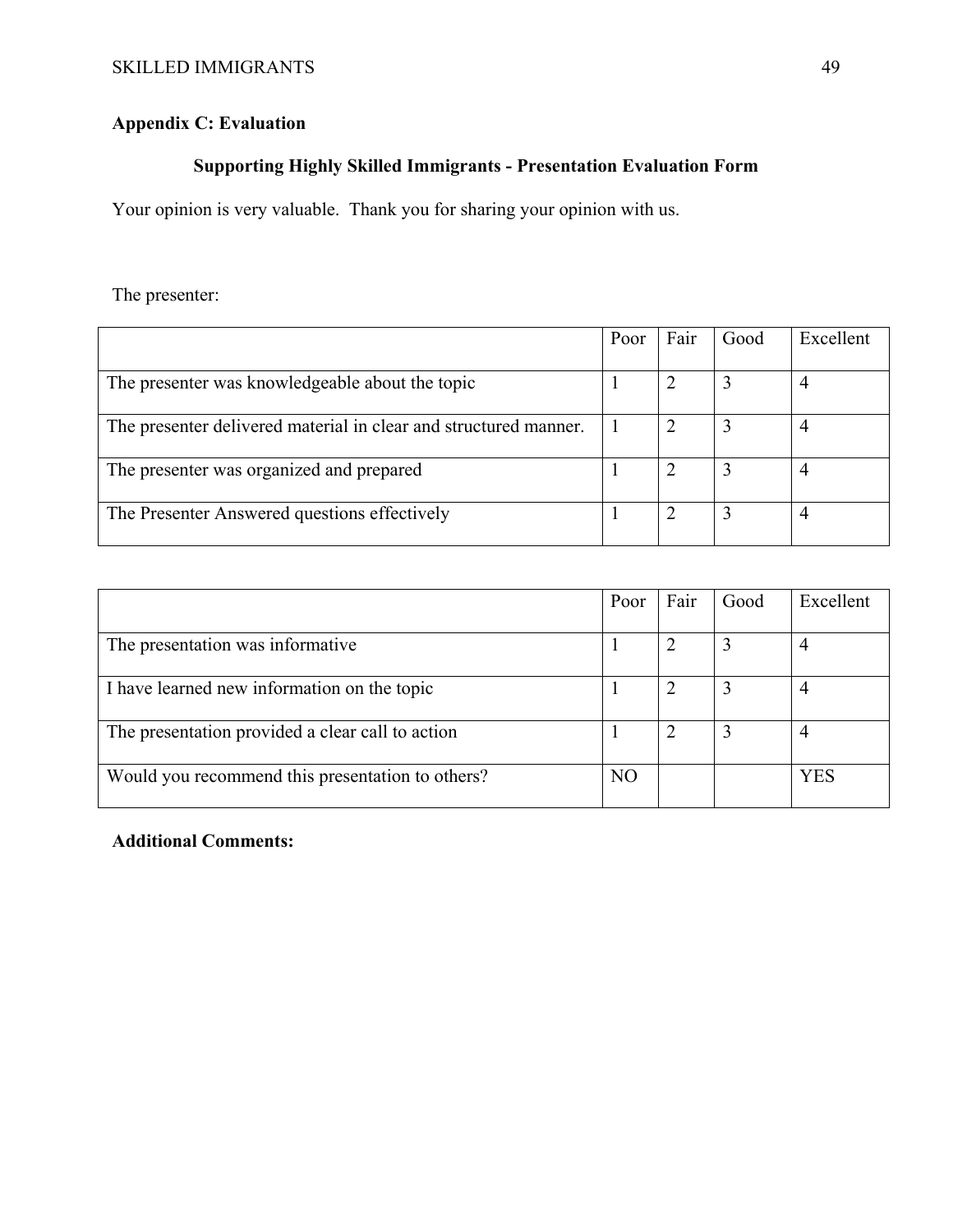## Appendix C: Evaluation

### Supporting Highly Skilled Immigrants - Presentation Evaluation Form

Your opinion is very valuable. Thank you for sharing your opinion with us.

The presenter:

| | Poor | Fair | Good | Excellent |
|---|---|---|---|---|
| The presenter was knowledgeable about the topic | 1 | 2 | 3 | 4 |
| The presenter delivered material in clear and structured manner. | 1 | 2 | 3 | 4 |
| The presenter was organized and prepared | 1 | 2 | 3 | 4 |
| The Presenter Answered questions effectively | 1 | 2 | 3 | 4 |

| | Poor | Fair | Good | Excellent |
|---|---|---|---|---|
| The presentation was informative | 1 | 2 | 3 | 4 |
| I have learned new information on the topic | 1 | 2 | 3 | 4 |
| The presentation provided a clear call to action | 1 | 2 | 3 | 4 |
| Would you recommend this presentation to others? | NO | | | YES |

**Additional Comments:**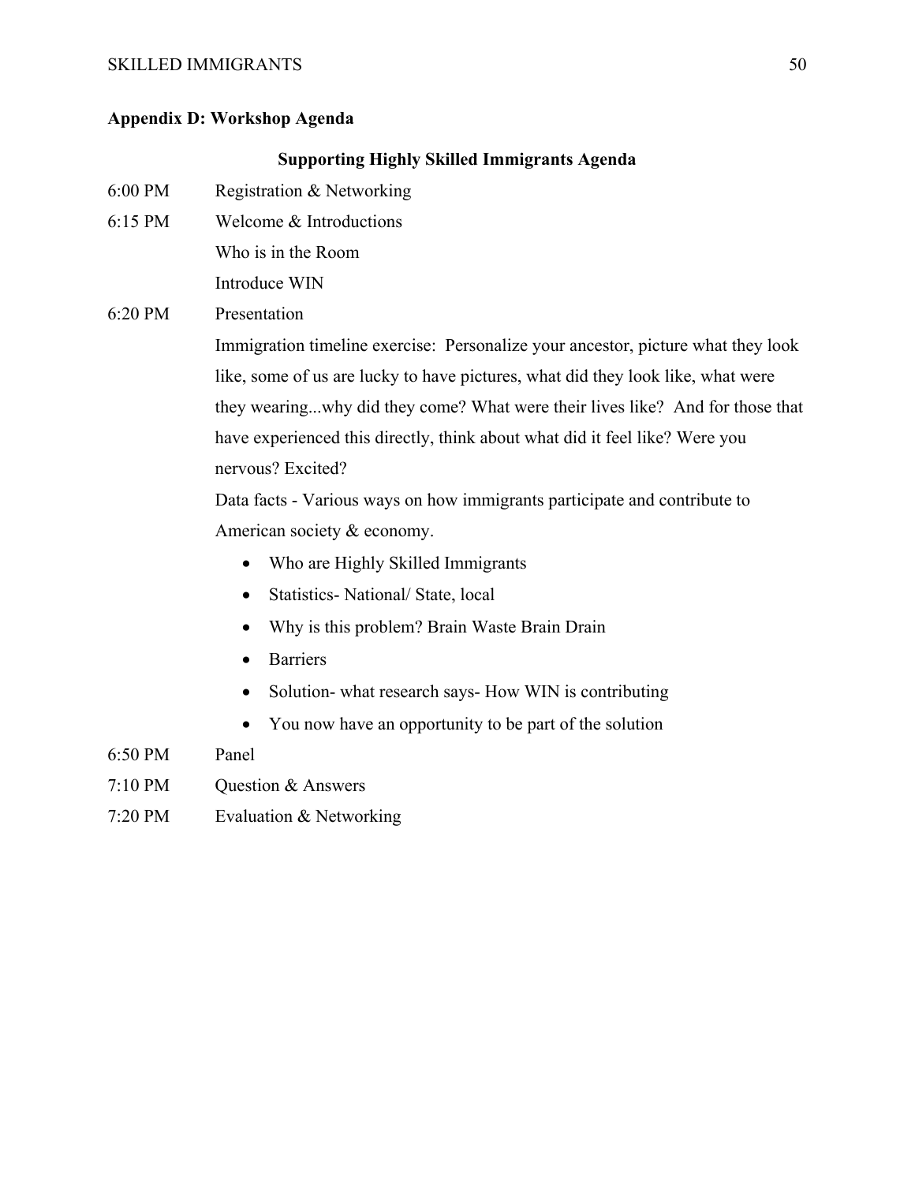## Appendix D: Workshop Agenda

### Supporting Highly Skilled Immigrants Agenda

6:00 PM Registration & Networking

6:15 PM Welcome & Introductions

Who is in the Room

Introduce WIN

6:20 PM Presentation

Immigration timeline exercise: Personalize your ancestor, picture what they look like, some of us are lucky to have pictures, what did they look like, what were they wearing...why did they come? What were their lives like? And for those that have experienced this directly, think about what did it feel like? Were you nervous? Excited?

Data facts - Various ways on how immigrants participate and contribute to American society & economy.

- Who are Highly Skilled Immigrants
- Statistics- National/ State, local
- Why is this problem? Brain Waste Brain Drain
- Barriers
- Solution- what research says- How WIN is contributing
- You now have an opportunity to be part of the solution

6:50 PM Panel

7:10 PM Question & Answers

7:20 PM Evaluation & Networking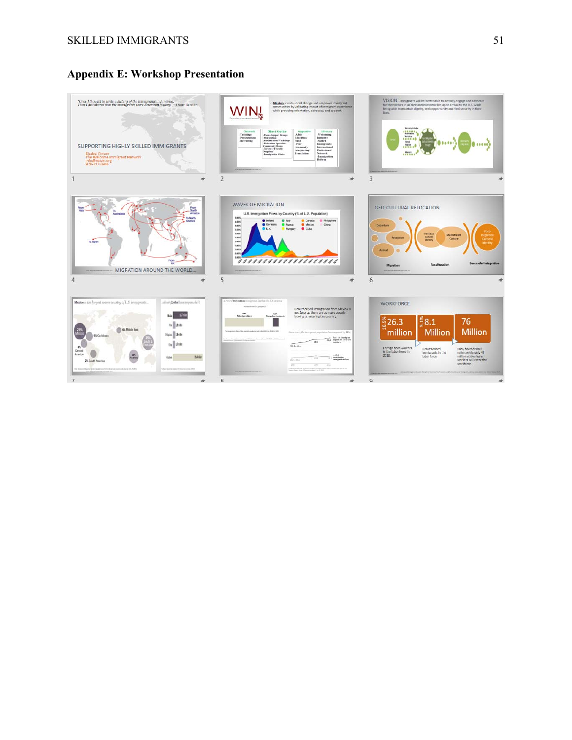## Appendix E: Workshop Presentation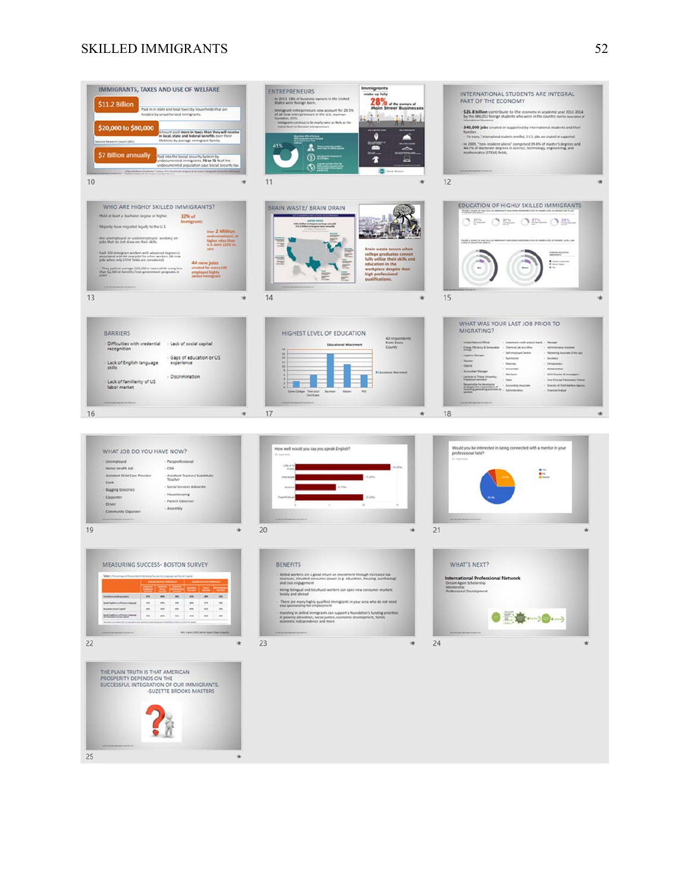**10 — IMMIGRANTS, TAXES AND USE OF WELFARE**

- **$11.2 Billion** — Paid in in state and local taxes by households that are headed by unauthorized immigrants.
- **$20,000 to $80,000** — Amount paid more in taxes than they will receive in local, state and federal benefits over their lifetimes by average immigrant family.
- **$7 Billion annually** — Paid into the Social Security System by undocumented immigrants. 70 to 75 % of the undocumented population pays Social Security tax.

**11 — ENTREPRENEURS**

- In 2013, 18% of business owners in the United States were foreign born.
- Immigrant entrepreneurs now account for 28.5% of all new entrepreneurs in the U.S.
- Immigrants continue to be nearly twice as likely as the native-born to become entrepreneurs.

Immigrants make up fully 28% of the owners of Main Street Businesses

**12 — INTERNATIONAL STUDENTS ARE INTEGRAL PART OF THE ECONOMY**

- **$26.8 billion** contribute to the economy in academic year 2013-2014 by the 886,052 foreign students who were in the country
- **340,000 jobs** created or supported by international students and their families
  - For every 7 international students enrolled, 3 U.S. jobs are created or supported.
- In 2009, "non-resident aliens" comprised 39.8% of master's degrees and 44.7% of doctorate degrees in science, technology, engineering, and mathematics (STEM) fields.

**13 — WHO ARE HIGHLY SKILLED IMMIGRANTS?**

- Hold at least a bachelor degree or higher. — 32% of immigrants
- Majority have migrated legally to the U.S.
- Are unemployed or underemployed: working on jobs that do not draw on their skills. — Over 2 Millions underemployed, or higher rates than U.S. born (32% vs. 26%)
- Each 100 immigrant workers with advanced degrees is associated with 44 new jobs for other workers (86 new jobs when only STEM fields are considered) — 44 new jobs created for every 100 employed highly skilled immigrant
- They paid on average $22,500 in taxes while using less than $2,300 in benefits from government programs in 2009

**14 — BRAIN WASTE/ BRAIN DRAIN**

Brain waste occurs when college graduates cannot fully utilize their skills and education in the workplace despite their high professional qualifications.

**15 — EDUCATION OF HIGHLY SKILLED IMMIGRANTS**

21% · 21% · 27% · 33%

**16 — BARRIERS**

- Difficulties with credential recognition
- Lack of English language skills
- Lack of familiarity of US labor market
- Lack of social capital
- Gaps of education or US experience
- Discrimination

**17 — HIGHEST LEVEL OF EDUCATION**

42 respondents from Essex County

Educational Attainment: Some College, Technical Certificate, Bachelor, Master, PhD

**18 — WHAT WAS YOUR LAST JOB PRIOR TO MIGRATING?**

**19 — WHAT JOB DO YOU HAVE NOW?**

- Unemployed
- Home Health Aid
- Assistant Child Care Provider
- Cook
- Bagging Groceries
- Carpenter
- Driver
- Community Organizer
- Paraprofessional
- CNA
- Assistant Teacher/ Substitute Teacher
- Social Services Advocate
- Housekeeping
- Parent Observer
- Assembly

**20 — How well would you say you speak English?**

**21 — Would you be interested in being connected with a mentor in your professional field?**

**22 — MEASURING SUCCESS- BOSTON SURVEY**

**23 — BENEFITS**

- Skilled workers are a good return on investment through increased tax revenues, elevated consumer power (e.g. education, housing, purchasing) and civic engagement
- Hiring bilingual and bicultural workers can open new consumer markets locally and abroad
- There are many highly qualified immigrants in your area who do not need visa sponsorship for employment
- Investing in skilled immigrants can support a foundation's funding priorities in poverty alleviation, social justice, economic development, family economic independence and more

**24 — WHAT'S NEXT?**

International Professional Network
Dream Again Scholarship
Mentorship
Professional Development

**25 — THE PLAIN TRUTH IS THAT AMERICAN PROSPERITY DEPENDS ON THE SUCCESSFUL INTEGRATION OF OUR IMMIGRANTS. -SUZETTE BROOKS MASTERS**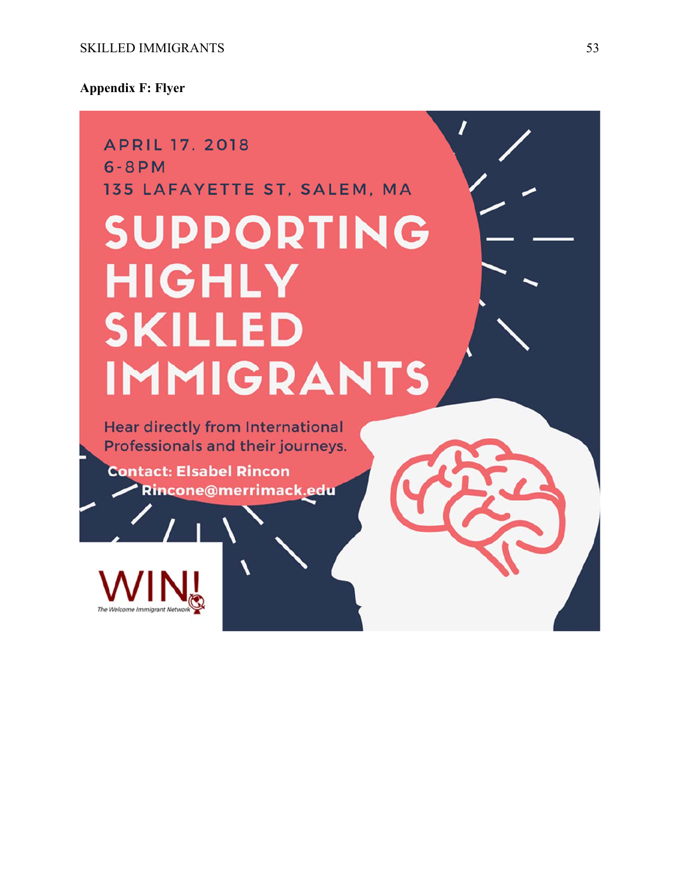**Appendix F: Flyer**

APRIL 17, 2018
6-8PM
135 LAFAYETTE ST, SALEM, MA

SUPPORTING HIGHLY SKILLED IMMIGRANTS

Hear directly from International Professionals and their journeys.

Contact: Elsabel Rincon
Rincone@merrimack.edu

WIN!
The Welcome Immigrant Network